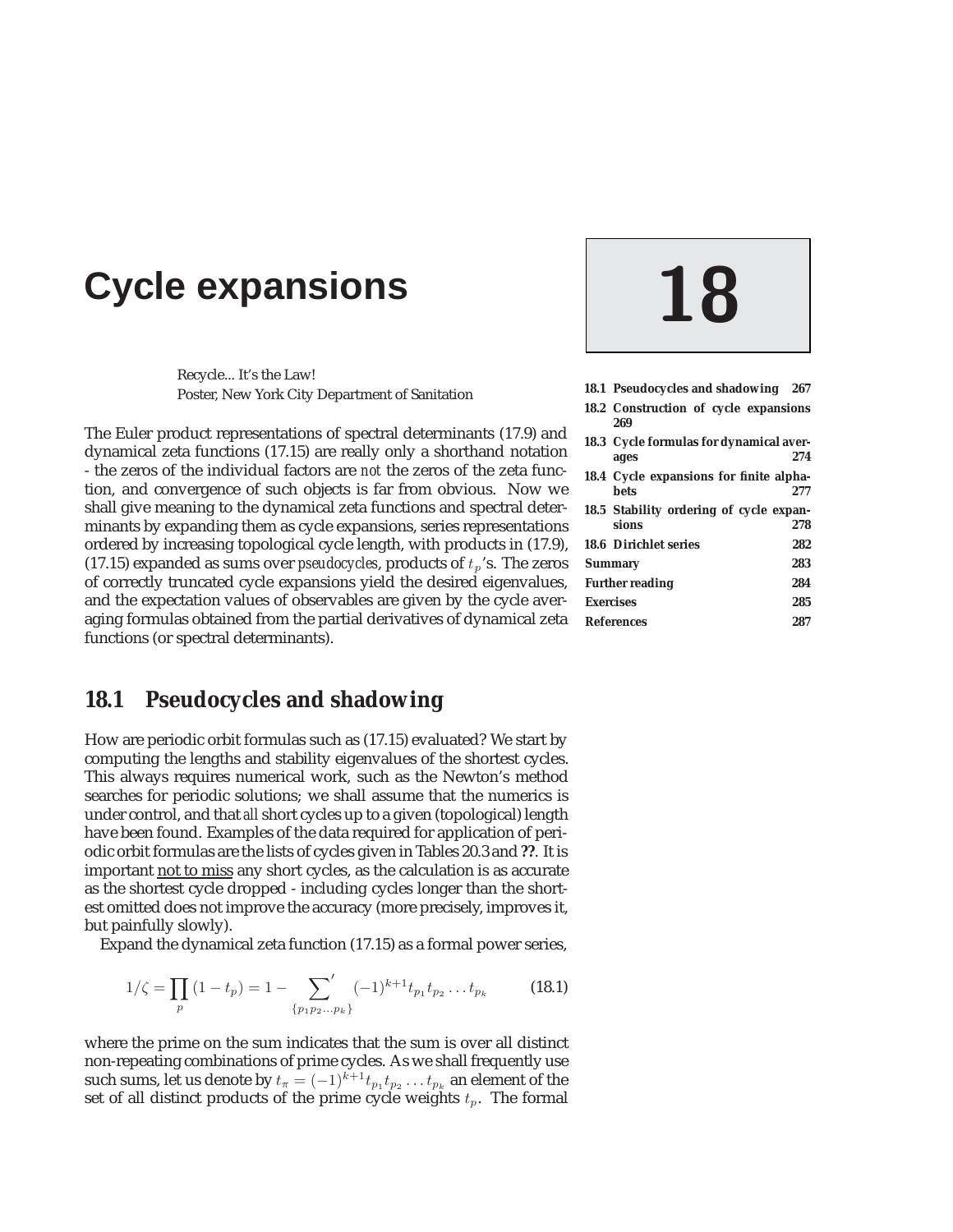# Cycle expansions

**18**

| | |
|---|---|
| **18.1 Pseudocycles and shadowing** | **267** |
| **18.2 Construction of cycle expansions** | **269** |
| **18.3 Cycle formulas for dynamical averages** | **274** |
| **18.4 Cycle expansions for finite alphabets** | **277** |
| **18.5 Stability ordering of cycle expansions** | **278** |
| **18.6 Dirichlet series** | **282** |
| **Summary** | **283** |
| **Further reading** | **284** |
| **Exercises** | **285** |
| **References** | **287** |

Recycle... It's the Law!
Poster, New York City Department of Sanitation

The Euler product representations of spectral determinants (17.9) and dynamical zeta functions (17.15) are really only a shorthand notation - the zeros of the individual factors are *not* the zeros of the zeta function, and convergence of such objects is far from obvious. Now we shall give meaning to the dynamical zeta functions and spectral determinants by expanding them as cycle expansions, series representations ordered by increasing topological cycle length, with products in (17.9), (17.15) expanded as sums over *pseudocycles*, products of $t_p$'s. The zeros of correctly truncated cycle expansions yield the desired eigenvalues, and the expectation values of observables are given by the cycle averaging formulas obtained from the partial derivatives of dynamical zeta functions (or spectral determinants).

## 18.1 Pseudocycles and shadowing

How are periodic orbit formulas such as (17.15) evaluated? We start by computing the lengths and stability eigenvalues of the shortest cycles. This always requires numerical work, such as the Newton's method searches for periodic solutions; we shall assume that the numerics is under control, and that *all* short cycles up to a given (topological) length have been found. Examples of the data required for application of periodic orbit formulas are the lists of cycles given in Tables 20.3 and **??**. It is important not to miss any short cycles, as the calculation is as accurate as the shortest cycle dropped - including cycles longer than the shortest omitted does not improve the accuracy (more precisely, improves it, but painfully slowly).

Expand the dynamical zeta function (17.15) as a formal power series,

$$1/\zeta = \prod_p (1 - t_p) = 1 - \sum_{\{p_1 p_2 \dots p_k\}}' (-1)^{k+1} t_{p_1} t_{p_2} \dots t_{p_k} \qquad (18.1)$$

where the prime on the sum indicates that the sum is over all distinct non-repeating combinations of prime cycles. As we shall frequently use such sums, let us denote by $t_\pi = (-1)^{k+1} t_{p_1} t_{p_2} \dots t_{p_k}$ an element of the set of all distinct products of the prime cycle weights $t_p$. The formal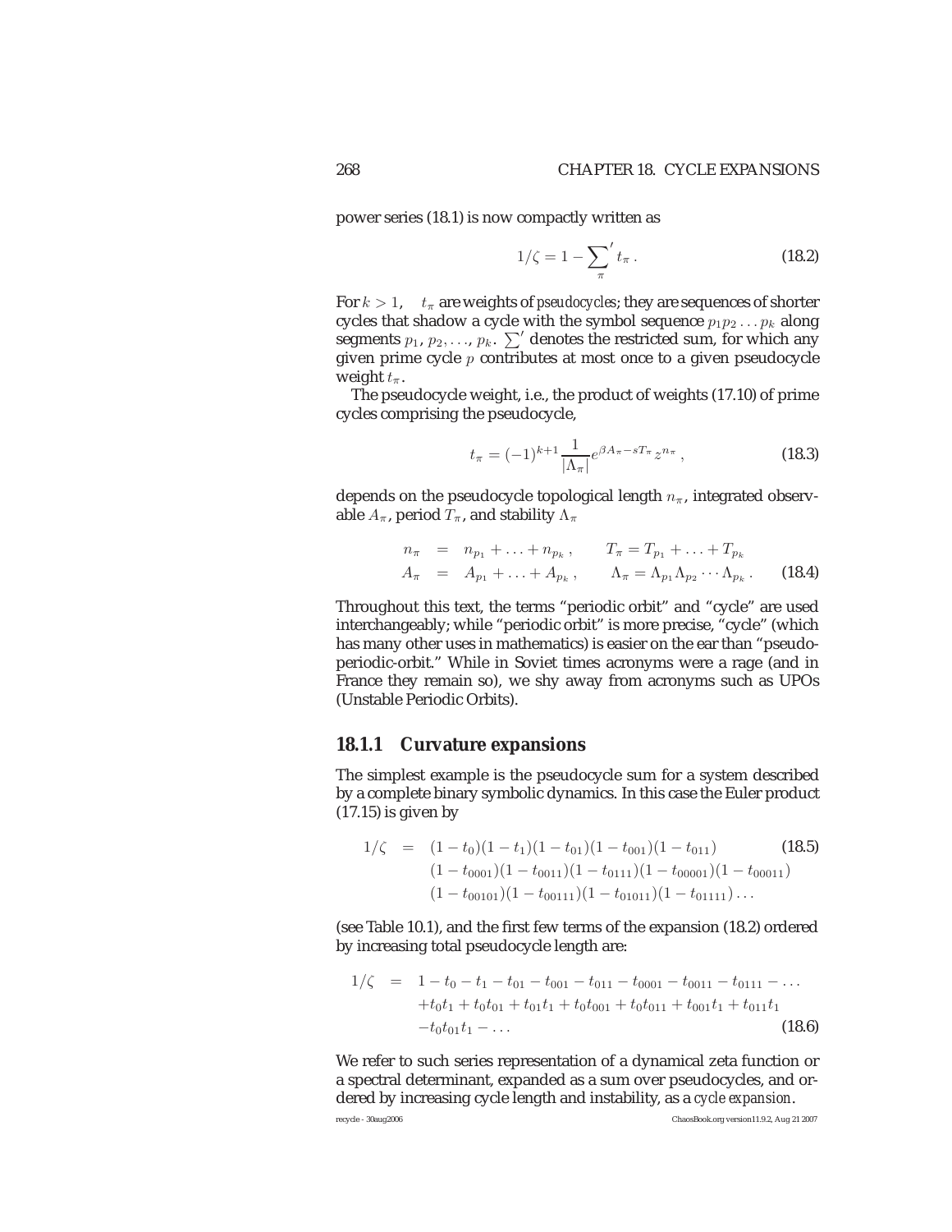power series (18.1) is now compactly written as

$$1/\zeta = 1 - \sum_{\pi}{}' t_{\pi} \,. \tag{18.2}$$

For $k > 1$, $\quad t_{\pi}$ are weights of *pseudocycles*; they are sequences of shorter cycles that shadow a cycle with the symbol sequence $p_1 p_2 \ldots p_k$ along segments $p_1, p_2, \ldots, p_k$. $\sum'$ denotes the restricted sum, for which any given prime cycle $p$ contributes at most once to a given pseudocycle weight $t_{\pi}$.

The pseudocycle weight, i.e., the product of weights (17.10) of prime cycles comprising the pseudocycle,

$$t_{\pi} = (-1)^{k+1} \frac{1}{|\Lambda_{\pi}|} e^{\beta A_{\pi} - s T_{\pi}} z^{n_{\pi}} \,, \tag{18.3}$$

depends on the pseudocycle topological length $n_{\pi}$, integrated observable $A_{\pi}$, period $T_{\pi}$, and stability $\Lambda_{\pi}$

$$\begin{aligned} n_{\pi} &= n_{p_1} + \ldots + n_{p_k} \,, \qquad T_{\pi} = T_{p_1} + \ldots + T_{p_k} \\ A_{\pi} &= A_{p_1} + \ldots + A_{p_k} \,, \qquad \Lambda_{\pi} = \Lambda_{p_1} \Lambda_{p_2} \cdots \Lambda_{p_k} \,. \end{aligned} \tag{18.4}$$

Throughout this text, the terms "periodic orbit" and "cycle" are used interchangeably; while "periodic orbit" is more precise, "cycle" (which has many other uses in mathematics) is easier on the ear than "pseudo-periodic-orbit." While in Soviet times acronyms were a rage (and in France they remain so), we shy away from acronyms such as UPOs (Unstable Periodic Orbits).

### 18.1.1 Curvature expansions

The simplest example is the pseudocycle sum for a system described by a complete binary symbolic dynamics. In this case the Euler product (17.15) is given by

$$\begin{aligned} 1/\zeta = \; & (1 - t_0)(1 - t_1)(1 - t_{01})(1 - t_{001})(1 - t_{011}) \\ & (1 - t_{0001})(1 - t_{0011})(1 - t_{0111})(1 - t_{00001})(1 - t_{00011}) \\ & (1 - t_{00101})(1 - t_{00111})(1 - t_{01011})(1 - t_{01111}) \ldots \end{aligned} \tag{18.5}$$

(see Table 10.1), and the first few terms of the expansion (18.2) ordered by increasing total pseudocycle length are:

$$\begin{aligned} 1/\zeta = \; & 1 - t_0 - t_1 - t_{01} - t_{001} - t_{011} - t_{0001} - t_{0011} - t_{0111} - \ldots \\ & + t_0 t_1 + t_0 t_{01} + t_{01} t_1 + t_0 t_{001} + t_0 t_{011} + t_{001} t_1 + t_{011} t_1 \\ & - t_0 t_{01} t_1 - \ldots \end{aligned} \tag{18.6}$$

We refer to such series representation of a dynamical zeta function or a spectral determinant, expanded as a sum over pseudocycles, and ordered by increasing cycle length and instability, as a *cycle expansion*.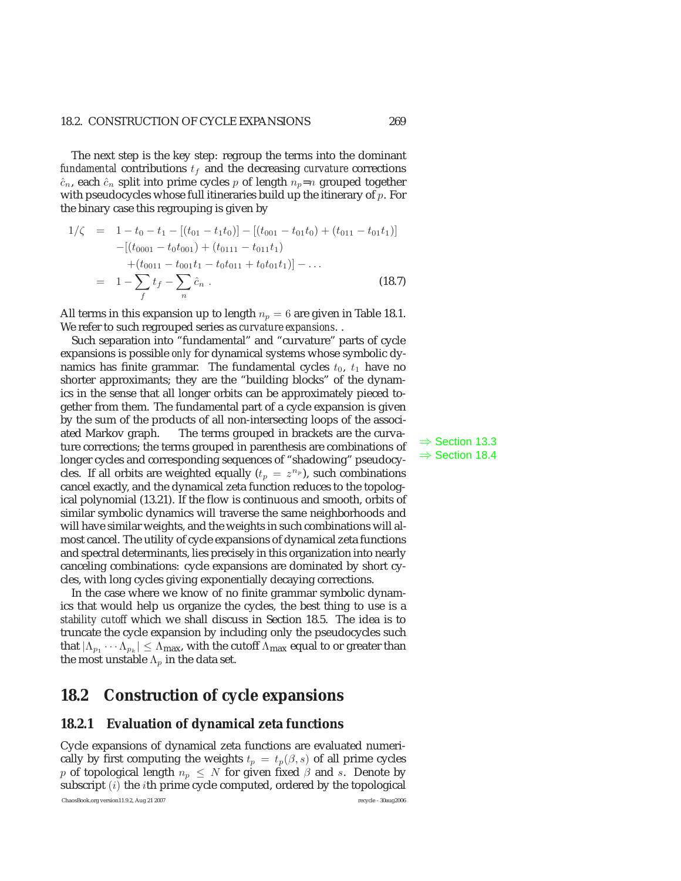The next step is the key step: regroup the terms into the dominant *fundamental* contributions $t_f$ and the decreasing *curvature* corrections $\hat{c}_n$, each $\hat{c}_n$ split into prime cycles $p$ of length $n_p$=$n$ grouped together with pseudocycles whose full itineraries build up the itinerary of $p$. For the binary case this regrouping is given by

$$
\begin{aligned}
1/\zeta &= 1 - t_0 - t_1 - [(t_{01} - t_1 t_0)] - [(t_{001} - t_{01} t_0) + (t_{011} - t_{01} t_1)] \\
&\quad - [(t_{0001} - t_0 t_{001}) + (t_{0111} - t_{011} t_1) \\
&\quad + (t_{0011} - t_{001} t_1 - t_0 t_{011} + t_0 t_{01} t_1)] - \ldots \\
&= 1 - \sum_f t_f - \sum_n \hat{c}_n \,. \qquad (18.7)
\end{aligned}
$$

All terms in this expansion up to length $n_p = 6$ are given in Table 18.1. We refer to such regrouped series as *curvature expansions*. .

Such separation into "fundamental" and "curvature" parts of cycle expansions is possible *only* for dynamical systems whose symbolic dynamics has finite grammar. The fundamental cycles $t_0$, $t_1$ have no shorter approximants; they are the "building blocks" of the dynamics in the sense that all longer orbits can be approximately pieced together from them. The fundamental part of a cycle expansion is given by the sum of the products of all non-intersecting loops of the associated Markov graph. The terms grouped in brackets are the curvature corrections; the terms grouped in parenthesis are combinations of longer cycles and corresponding sequences of "shadowing" pseudocycles. If all orbits are weighted equally ($t_p = z^{n_p}$), such combinations cancel exactly, and the dynamical zeta function reduces to the topological polynomial (13.21). If the flow is continuous and smooth, orbits of similar symbolic dynamics will traverse the same neighborhoods and will have similar weights, and the weights in such combinations will almost cancel. The utility of cycle expansions of dynamical zeta functions and spectral determinants, lies precisely in this organization into nearly canceling combinations: cycle expansions are dominated by short cycles, with long cycles giving exponentially decaying corrections.

⇒ Section 13.3
⇒ Section 18.4

In the case where we know of no finite grammar symbolic dynamics that would help us organize the cycles, the best thing to use is a *stability cutoff* which we shall discuss in Section 18.5. The idea is to truncate the cycle expansion by including only the pseudocycles such that $|\Lambda_{p_1} \cdots \Lambda_{p_k}| \leq \Lambda_{\max}$, with the cutoff $\Lambda_{\max}$ equal to or greater than the most unstable $\Lambda_p$ in the data set.

## 18.2 Construction of cycle expansions

### 18.2.1 Evaluation of dynamical zeta functions

Cycle expansions of dynamical zeta functions are evaluated numerically by first computing the weights $t_p = t_p(\beta, s)$ of all prime cycles $p$ of topological length $n_p \leq N$ for given fixed $\beta$ and $s$. Denote by subscript $(i)$ the $i$th prime cycle computed, ordered by the topological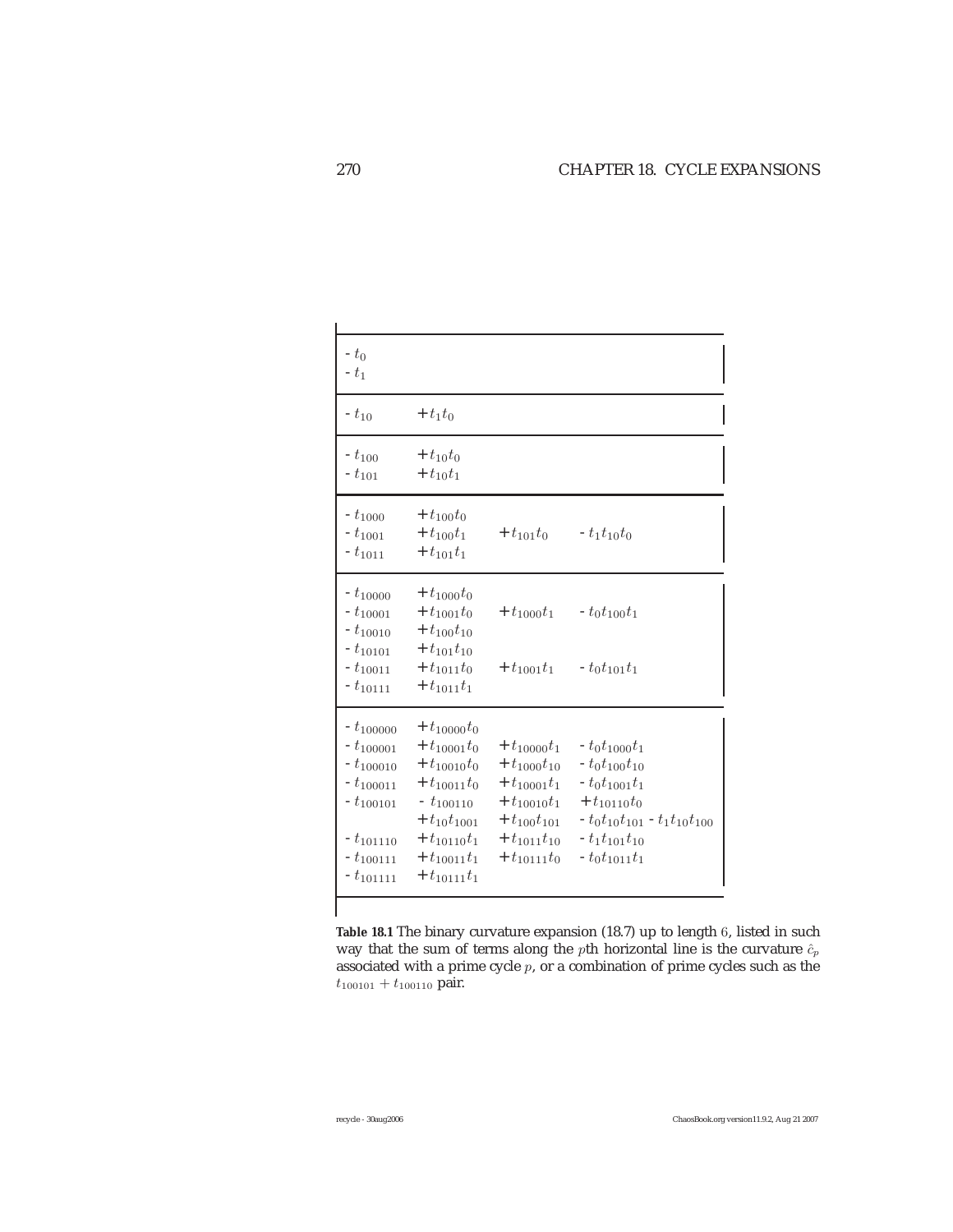| | | | |
|---|---|---|---|
| $-t_0$ | | | |
| $-t_1$ | | | |
| $-t_{10}$ | $+t_1 t_0$ | | |
| $-t_{100}$ | $+t_{10} t_0$ | | |
| $-t_{101}$ | $+t_{10} t_1$ | | |
| $-t_{1000}$ | $+t_{100} t_0$ | | |
| $-t_{1001}$ | $+t_{100} t_1$ | $+t_{101} t_0$ | $-t_1 t_{10} t_0$ |
| $-t_{1011}$ | $+t_{101} t_1$ | | |
| $-t_{10000}$ | $+t_{1000} t_0$ | | |
| $-t_{10001}$ | $+t_{1001} t_0$ | $+t_{1000} t_1$ | $-t_0 t_{100} t_1$ |
| $-t_{10010}$ | $+t_{100} t_{10}$ | | |
| $-t_{10101}$ | $+t_{101} t_{10}$ | | |
| $-t_{10011}$ | $+t_{1011} t_0$ | $+t_{1001} t_1$ | $-t_0 t_{101} t_1$ |
| $-t_{10111}$ | $+t_{1011} t_1$ | | |
| $-t_{100000}$ | $+t_{10000} t_0$ | | |
| $-t_{100001}$ | $+t_{10001} t_0$ | $+t_{10000} t_1$ | $-t_0 t_{1000} t_1$ |
| $-t_{100010}$ | $+t_{10010} t_0$ | $+t_{1000} t_{10}$ | $-t_0 t_{100} t_{10}$ |
| $-t_{100011}$ | $+t_{10011} t_0$ | $+t_{10001} t_1$ | $-t_0 t_{1001} t_1$ |
| $-t_{100101}$ | $-t_{100110}$ | $+t_{10010} t_1$ | $+t_{10110} t_0$ |
| | $+t_{10} t_{1001}$ | $+t_{100} t_{101}$ | $-t_0 t_{10} t_{101} - t_1 t_{10} t_{100}$ |
| $-t_{101110}$ | $+t_{10110} t_1$ | $+t_{1011} t_{10}$ | $-t_1 t_{101} t_{10}$ |
| $-t_{100111}$ | $+t_{10011} t_1$ | $+t_{10111} t_0$ | $-t_0 t_{1011} t_1$ |
| $-t_{101111}$ | $+t_{10111} t_1$ | | |

**Table 18.1** The binary curvature expansion (18.7) up to length 6, listed in such way that the sum of terms along the $p$th horizontal line is the curvature $\hat{c}_p$ associated with a prime cycle $p$, or a combination of prime cycles such as the $t_{100101} + t_{100110}$ pair.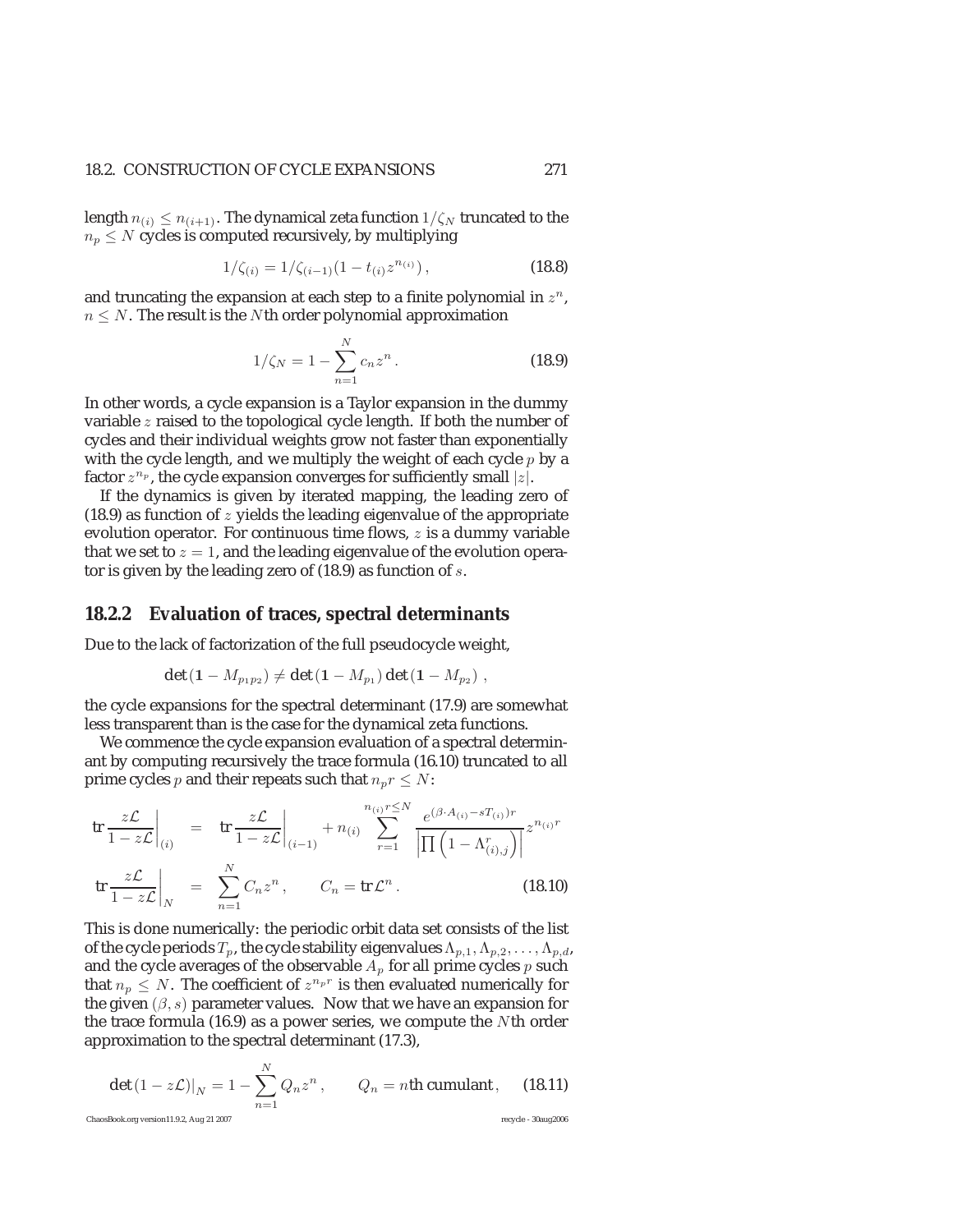length $n_{(i)} \leq n_{(i+1)}$. The dynamical zeta function $1/\zeta_N$ truncated to the $n_p \leq N$ cycles is computed recursively, by multiplying

$$1/\zeta_{(i)} = 1/\zeta_{(i-1)}(1 - t_{(i)} z^{n_{(i)}}) , \tag{18.8}$$

and truncating the expansion at each step to a finite polynomial in $z^n$, $n \leq N$. The result is the $N$th order polynomial approximation

$$1/\zeta_N = 1 - \sum_{n=1}^{N} c_n z^n . \tag{18.9}$$

In other words, a cycle expansion is a Taylor expansion in the dummy variable $z$ raised to the topological cycle length. If both the number of cycles and their individual weights grow not faster than exponentially with the cycle length, and we multiply the weight of each cycle $p$ by a factor $z^{n_p}$, the cycle expansion converges for sufficiently small $|z|$.

If the dynamics is given by iterated mapping, the leading zero of (18.9) as function of $z$ yields the leading eigenvalue of the appropriate evolution operator. For continuous time flows, $z$ is a dummy variable that we set to $z = 1$, and the leading eigenvalue of the evolution operator is given by the leading zero of (18.9) as function of $s$.

### 18.2.2 Evaluation of traces, spectral determinants

Due to the lack of factorization of the full pseudocycle weight,

$$\det(\mathbf{1} - M_{p_1 p_2}) \neq \det(\mathbf{1} - M_{p_1}) \det(\mathbf{1} - M_{p_2}) ,$$

the cycle expansions for the spectral determinant (17.9) are somewhat less transparent than is the case for the dynamical zeta functions.

We commence the cycle expansion evaluation of a spectral determinant by computing recursively the trace formula (16.10) truncated to all prime cycles $p$ and their repeats such that $n_p r \leq N$:

$$
\begin{aligned}
\left. \mathrm{tr} \frac{z\mathcal{L}}{1 - z\mathcal{L}} \right|_{(i)} &= \left. \mathrm{tr} \frac{z\mathcal{L}}{1 - z\mathcal{L}} \right|_{(i-1)} + n_{(i)} \sum_{r=1}^{n_{(i)} r \leq N} \frac{e^{(\beta \cdot A_{(i)} - s T_{(i)}) r}}{\left| \prod \left( 1 - \Lambda_{(i),j}^r \right) \right|} z^{n_{(i)} r} \\
\left. \mathrm{tr} \frac{z\mathcal{L}}{1 - z\mathcal{L}} \right|_{N} &= \sum_{n=1}^{N} C_n z^n , \qquad C_n = \mathrm{tr} \mathcal{L}^n . 
\end{aligned} \tag{18.10}
$$

This is done numerically: the periodic orbit data set consists of the list of the cycle periods $T_p$, the cycle stability eigenvalues $\Lambda_{p,1}, \Lambda_{p,2}, \ldots, \Lambda_{p,d}$, and the cycle averages of the observable $A_p$ for all prime cycles $p$ such that $n_p \leq N$. The coefficient of $z^{n_p r}$ is then evaluated numerically for the given $(\beta, s)$ parameter values. Now that we have an expansion for the trace formula (16.9) as a power series, we compute the $N$th order approximation to the spectral determinant (17.3),

$$\left. \det(1 - z\mathcal{L}) \right|_N = 1 - \sum_{n=1}^{N} Q_n z^n , \qquad Q_n = n\text{th cumulant} , \tag{18.11}$$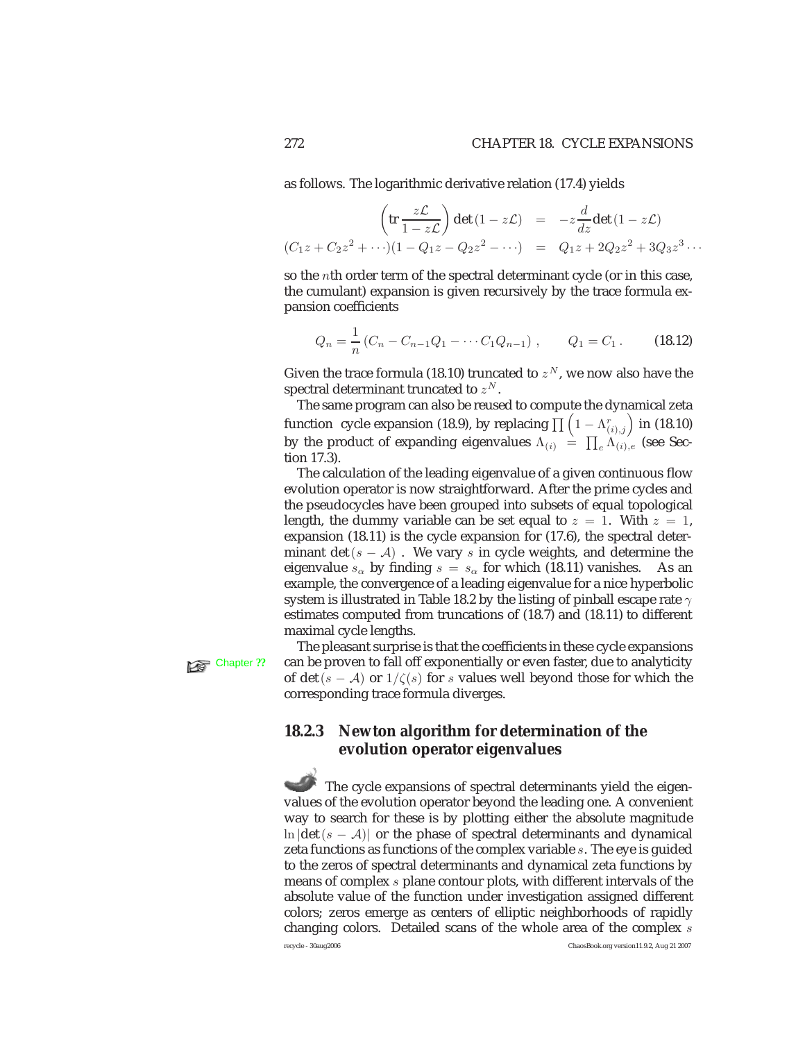as follows. The logarithmic derivative relation (17.4) yields

$$
\begin{aligned}
\left(\operatorname{tr}\frac{z\mathcal{L}}{1-z\mathcal{L}}\right)\det(1-z\mathcal{L}) &= -z\frac{d}{dz}\det(1-z\mathcal{L}) \\
(C_1 z + C_2 z^2 + \cdots)(1 - Q_1 z - Q_2 z^2 - \cdots) &= Q_1 z + 2Q_2 z^2 + 3Q_3 z^3 \cdots
\end{aligned}
$$

so the $n$th order term of the spectral determinant cycle (or in this case, the cumulant) expansion is given recursively by the trace formula expansion coefficients

$$
Q_n = \frac{1}{n}\left(C_n - C_{n-1}Q_1 - \cdots C_1 Q_{n-1}\right), \qquad Q_1 = C_1 . \tag{18.12}
$$

Given the trace formula (18.10) truncated to $z^N$, we now also have the spectral determinant truncated to $z^N$.

The same program can also be reused to compute the dynamical zeta function cycle expansion (18.9), by replacing $\prod\left(1-\Lambda^r_{(i),j}\right)$ in (18.10) by the product of expanding eigenvalues $\Lambda_{(i)} = \prod_e \Lambda_{(i),e}$ (see Section 17.3).

The calculation of the leading eigenvalue of a given continuous flow evolution operator is now straightforward. After the prime cycles and the pseudocycles have been grouped into subsets of equal topological length, the dummy variable can be set equal to $z = 1$. With $z = 1$, expansion (18.11) is the cycle expansion for (17.6), the spectral determinant $\det(s - \mathcal{A})$ . We vary $s$ in cycle weights, and determine the eigenvalue $s_\alpha$ by finding $s = s_\alpha$ for which (18.11) vanishes. As an example, the convergence of a leading eigenvalue for a nice hyperbolic system is illustrated in Table 18.2 by the listing of pinball escape rate $\gamma$ estimates computed from truncations of (18.7) and (18.11) to different maximal cycle lengths.

The pleasant surprise is that the coefficients in these cycle expansions can be proven to fall off exponentially or even faster, due to analyticity of $\det(s - \mathcal{A})$ or $1/\zeta(s)$ for $s$ values well beyond those for which the corresponding trace formula diverges.

Chapter ??

### 18.2.3 Newton algorithm for determination of the evolution operator eigenvalues

The cycle expansions of spectral determinants yield the eigenvalues of the evolution operator beyond the leading one. A convenient way to search for these is by plotting either the absolute magnitude $\ln|\det(s - \mathcal{A})|$ or the phase of spectral determinants and dynamical zeta functions as functions of the complex variable $s$. The eye is guided to the zeros of spectral determinants and dynamical zeta functions by means of complex $s$ plane contour plots, with different intervals of the absolute value of the function under investigation assigned different colors; zeros emerge as centers of elliptic neighborhoods of rapidly changing colors. Detailed scans of the whole area of the complex $s$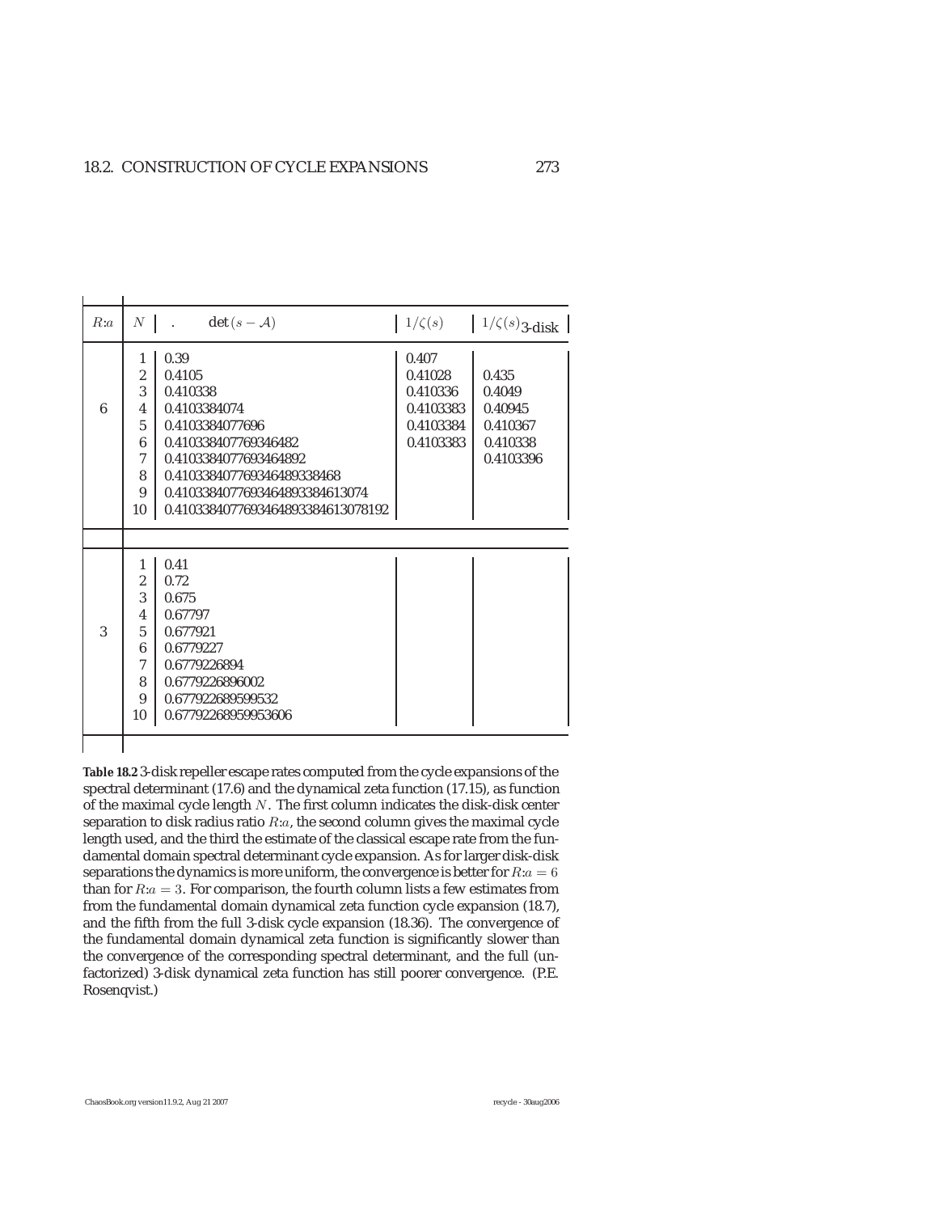| $R$:$a$ | $N$ | . $\det(s-\mathcal{A})$ | $1/\zeta(s)$ | $1/\zeta(s)_{\text{3-disk}}$ |
|---|---|---|---|---|
| 6 | 1 | 0.39 | 0.407 | |
| | 2 | 0.4105 | 0.41028 | 0.435 |
| | 3 | 0.410338 | 0.410336 | 0.4049 |
| | 4 | 0.4103384074 | 0.4103383 | 0.40945 |
| | 5 | 0.4103384077696 | 0.4103384 | 0.410367 |
| | 6 | 0.410338407769346482 | 0.4103383 | 0.410338 |
| | 7 | 0.4103384077693464892 | | 0.4103396 |
| | 8 | 0.410338407769346489338468 | | |
| | 9 | 0.4103384077693464893384613074 | | |
| | 10 | 0.4103384077693464893384613078192 | | |
| 3 | 1 | 0.41 | | |
| | 2 | 0.72 | | |
| | 3 | 0.675 | | |
| | 4 | 0.67797 | | |
| | 5 | 0.677921 | | |
| | 6 | 0.6779227 | | |
| | 7 | 0.6779226894 | | |
| | 8 | 0.6779226896002 | | |
| | 9 | 0.677922689599532 | | |
| | 10 | 0.67792268959953606 | | |

**Table 18.2** 3-disk repeller escape rates computed from the cycle expansions of the spectral determinant (17.6) and the dynamical zeta function (17.15), as function of the maximal cycle length $N$. The first column indicates the disk-disk center separation to disk radius ratio $R$:$a$, the second column gives the maximal cycle length used, and the third the estimate of the classical escape rate from the fundamental domain spectral determinant cycle expansion. As for larger disk-disk separations the dynamics is more uniform, the convergence is better for $R$:$a = 6$ than for $R$:$a = 3$. For comparison, the fourth column lists a few estimates from from the fundamental domain dynamical zeta function cycle expansion (18.7), and the fifth from the full 3-disk cycle expansion (18.36). The convergence of the fundamental domain dynamical zeta function is significantly slower than the convergence of the corresponding spectral determinant, and the full (unfactorized) 3-disk dynamical zeta function has still poorer convergence. (P.E. Rosenqvist.)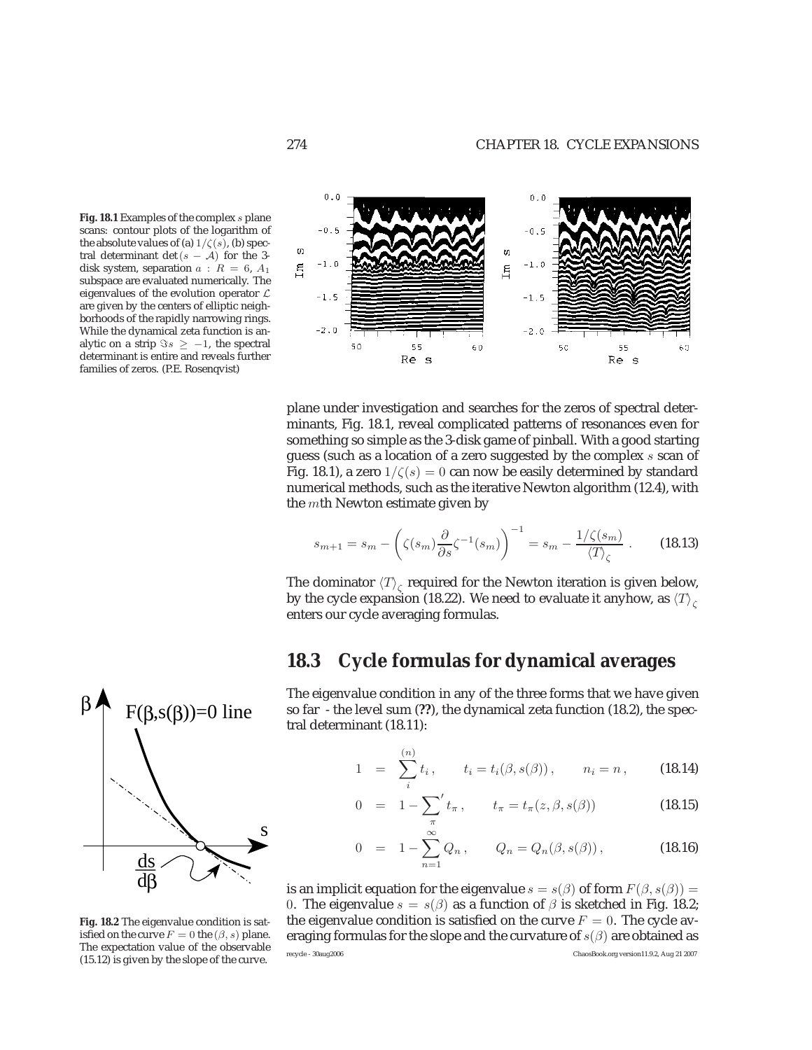**Fig. 18.1** Examples of the complex $s$ plane scans: contour plots of the logarithm of the absolute values of (a) $1/\zeta(s)$, (b) spectral determinant $\det(s-\mathcal{A})$ for the 3-disk system, separation $a:R=6$, $A_1$ subspace are evaluated numerically. The eigenvalues of the evolution operator $\mathcal{L}$ are given by the centers of elliptic neighborhoods of the rapidly narrowing rings. While the dynamical zeta function is analytic on a strip $\Im s \geq -1$, the spectral determinant is entire and reveals further families of zeros. (P.E. Rosenqvist)

plane under investigation and searches for the zeros of spectral determinants, Fig. 18.1, reveal complicated patterns of resonances even for something so simple as the 3-disk game of pinball. With a good starting guess (such as a location of a zero suggested by the complex $s$ scan of Fig. 18.1), a zero $1/\zeta(s)=0$ can now be easily determined by standard numerical methods, such as the iterative Newton algorithm (12.4), with the $m$th Newton estimate given by

$$s_{m+1} = s_m - \left(\zeta(s_m)\frac{\partial}{\partial s}\zeta^{-1}(s_m)\right)^{-1} = s_m - \frac{1/\zeta(s_m)}{\langle T\rangle_\zeta}\,. \tag{18.13}$$

The dominator $\langle T\rangle_\zeta$ required for the Newton iteration is given below, by the cycle expansion (18.22). We need to evaluate it anyhow, as $\langle T\rangle_\zeta$ enters our cycle averaging formulas.

## 18.3 Cycle formulas for dynamical averages

The eigenvalue condition in any of the three forms that we have given so far - the level sum (**??**), the dynamical zeta function (18.2), the spectral determinant (18.11):

$$1 = \sum_i^{(n)} t_i\,, \qquad t_i = t_i(\beta, s(\beta))\,, \qquad n_i = n\,, \tag{18.14}$$

$$0 = 1 - \sum_\pi{}' t_\pi\,, \qquad t_\pi = t_\pi(z, \beta, s(\beta)) \tag{18.15}$$

$$0 = 1 - \sum_{n=1}^{\infty} Q_n\,, \qquad Q_n = Q_n(\beta, s(\beta))\,, \tag{18.16}$$

is an implicit equation for the eigenvalue $s=s(\beta)$ of form $F(\beta, s(\beta)) = 0$. The eigenvalue $s=s(\beta)$ as a function of $\beta$ is sketched in Fig. 18.2; the eigenvalue condition is satisfied on the curve $F=0$. The cycle averaging formulas for the slope and the curvature of $s(\beta)$ are obtained as

**Fig. 18.2** The eigenvalue condition is satisfied on the curve $F=0$ the $(\beta, s)$ plane. The expectation value of the observable (15.12) is given by the slope of the curve.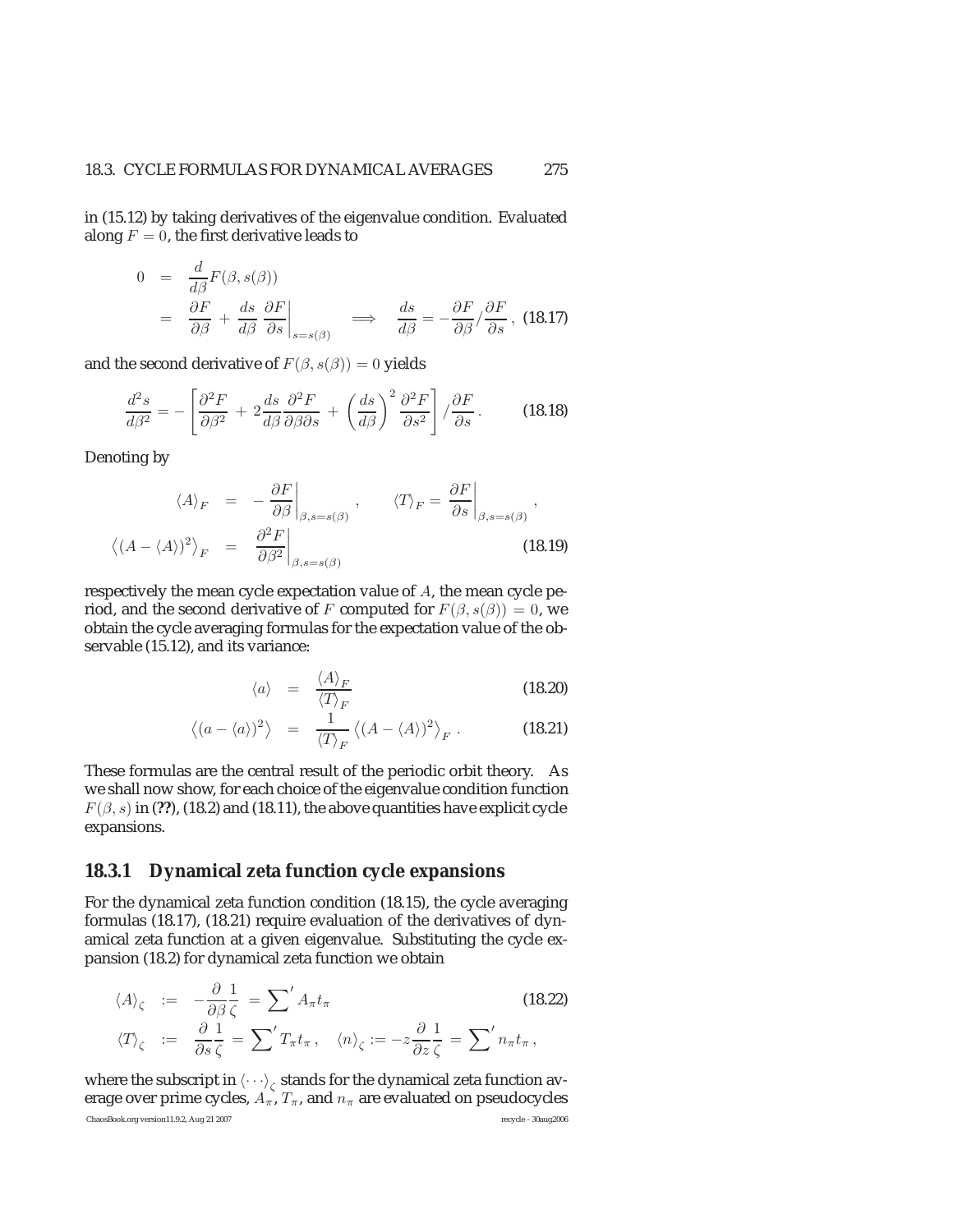in (15.12) by taking derivatives of the eigenvalue condition. Evaluated along $F = 0$, the first derivative leads to

$$
\begin{aligned}
0 &= \frac{d}{d\beta} F(\beta, s(\beta)) \\
&= \frac{\partial F}{\partial \beta} + \frac{ds}{d\beta} \left. \frac{\partial F}{\partial s} \right|_{s=s(\beta)} \quad \Longrightarrow \quad \frac{ds}{d\beta} = -\frac{\partial F}{\partial \beta} / \frac{\partial F}{\partial s}, \quad (18.17)
\end{aligned}
$$

and the second derivative of $F(\beta, s(\beta)) = 0$ yields

$$
\frac{d^2 s}{d\beta^2} = -\left[ \frac{\partial^2 F}{\partial \beta^2} + 2 \frac{ds}{d\beta} \frac{\partial^2 F}{\partial \beta \partial s} + \left( \frac{ds}{d\beta} \right)^2 \frac{\partial^2 F}{\partial s^2} \right] / \frac{\partial F}{\partial s}. \quad (18.18)
$$

Denoting by

$$
\begin{aligned}
\langle A \rangle_F &= -\left. \frac{\partial F}{\partial \beta} \right|_{\beta, s=s(\beta)}, \qquad \langle T \rangle_F = \left. \frac{\partial F}{\partial s} \right|_{\beta, s=s(\beta)}, \\
\left\langle (A - \langle A \rangle)^2 \right\rangle_F &= \left. \frac{\partial^2 F}{\partial \beta^2} \right|_{\beta, s=s(\beta)} \quad (18.19)
\end{aligned}
$$

respectively the mean cycle expectation value of $A$, the mean cycle period, and the second derivative of $F$ computed for $F(\beta, s(\beta)) = 0$, we obtain the cycle averaging formulas for the expectation value of the observable (15.12), and its variance:

$$
\begin{aligned}
\langle a \rangle &= \frac{\langle A \rangle_F}{\langle T \rangle_F} \quad (18.20) \\
\left\langle (a - \langle a \rangle)^2 \right\rangle &= \frac{1}{\langle T \rangle_F} \left\langle (A - \langle A \rangle)^2 \right\rangle_F. \quad (18.21)
\end{aligned}
$$

These formulas are the central result of the periodic orbit theory. As we shall now show, for each choice of the eigenvalue condition function $F(\beta, s)$ in (**??**), (18.2) and (18.11), the above quantities have explicit cycle expansions.

### 18.3.1 Dynamical zeta function cycle expansions

For the dynamical zeta function condition (18.15), the cycle averaging formulas (18.17), (18.21) require evaluation of the derivatives of dynamical zeta function at a given eigenvalue. Substituting the cycle expansion (18.2) for dynamical zeta function we obtain

$$
\begin{aligned}
\langle A \rangle_\zeta &:= -\frac{\partial}{\partial \beta} \frac{1}{\zeta} = \sum{}' A_\pi t_\pi \quad (18.22) \\
\langle T \rangle_\zeta &:= \frac{\partial}{\partial s} \frac{1}{\zeta} = \sum{}' T_\pi t_\pi, \quad \langle n \rangle_\zeta := -z \frac{\partial}{\partial z} \frac{1}{\zeta} = \sum{}' n_\pi t_\pi,
\end{aligned}
$$

where the subscript in $\langle \cdots \rangle_\zeta$ stands for the dynamical zeta function average over prime cycles, $A_\pi$, $T_\pi$, and $n_\pi$ are evaluated on pseudocycles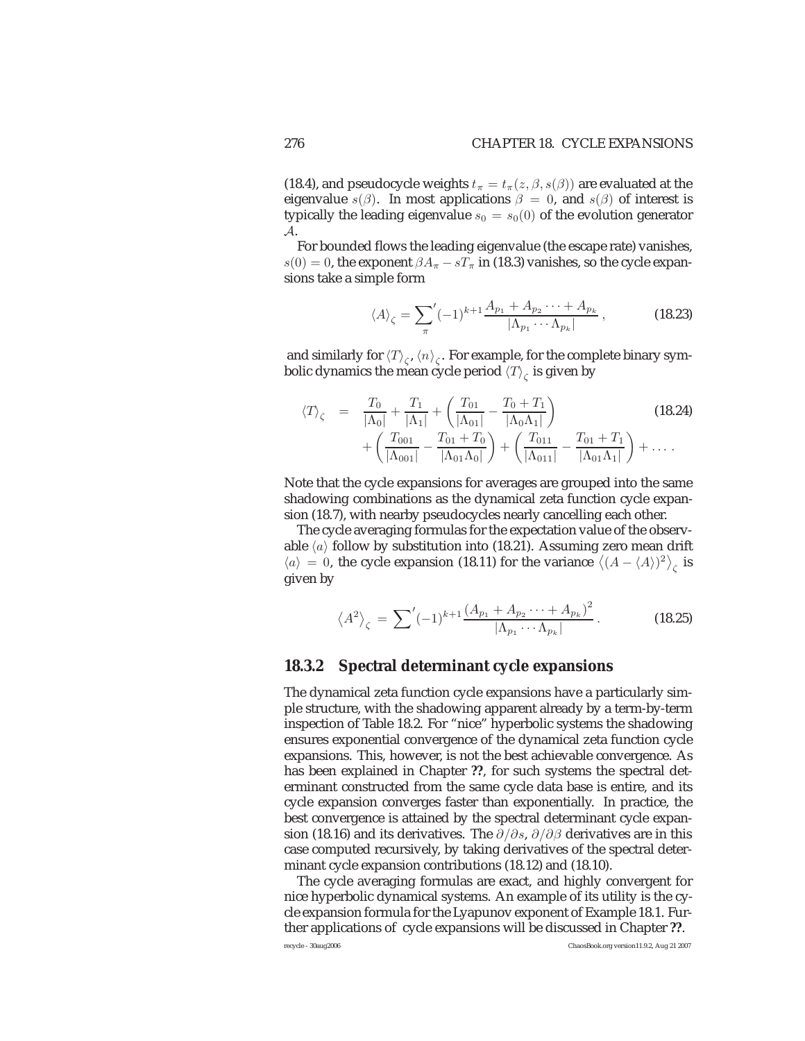(18.4), and pseudocycle weights $t_\pi = t_\pi(z, \beta, s(\beta))$ are evaluated at the eigenvalue $s(\beta)$. In most applications $\beta = 0$, and $s(\beta)$ of interest is typically the leading eigenvalue $s_0 = s_0(0)$ of the evolution generator $\mathcal{A}$.

For bounded flows the leading eigenvalue (the escape rate) vanishes, $s(0) = 0$, the exponent $\beta A_\pi - sT_\pi$ in (18.3) vanishes, so the cycle expansions take a simple form

$$\langle A \rangle_\zeta = \sum_\pi{}' (-1)^{k+1} \frac{A_{p_1} + A_{p_2} \cdots + A_{p_k}}{|\Lambda_{p_1} \cdots \Lambda_{p_k}|} \,, \tag{18.23}$$

and similarly for $\langle T \rangle_\zeta$, $\langle n \rangle_\zeta$. For example, for the complete binary symbolic dynamics the mean cycle period $\langle T \rangle_\zeta$ is given by

$$\begin{aligned} \langle T \rangle_\zeta &= \frac{T_0}{|\Lambda_0|} + \frac{T_1}{|\Lambda_1|} + \left( \frac{T_{01}}{|\Lambda_{01}|} - \frac{T_0 + T_1}{|\Lambda_0 \Lambda_1|} \right) \\ &\quad + \left( \frac{T_{001}}{|\Lambda_{001}|} - \frac{T_{01} + T_0}{|\Lambda_{01} \Lambda_0|} \right) + \left( \frac{T_{011}}{|\Lambda_{011}|} - \frac{T_{01} + T_1}{|\Lambda_{01} \Lambda_1|} \right) + \ldots \,. \end{aligned} \tag{18.24}$$

Note that the cycle expansions for averages are grouped into the same shadowing combinations as the dynamical zeta function cycle expansion (18.7), with nearby pseudocycles nearly cancelling each other.

The cycle averaging formulas for the expectation value of the observable $\langle a \rangle$ follow by substitution into (18.21). Assuming zero mean drift $\langle a \rangle = 0$, the cycle expansion (18.11) for the variance $\left\langle (A - \langle A \rangle)^2 \right\rangle_\zeta$ is given by

$$\left\langle A^2 \right\rangle_\zeta = \sum{}' (-1)^{k+1} \frac{\left(A_{p_1} + A_{p_2} \cdots + A_{p_k}\right)^2}{|\Lambda_{p_1} \cdots \Lambda_{p_k}|} \,. \tag{18.25}$$

### 18.3.2 Spectral determinant cycle expansions

The dynamical zeta function cycle expansions have a particularly simple structure, with the shadowing apparent already by a term-by-term inspection of Table 18.2. For "nice" hyperbolic systems the shadowing ensures exponential convergence of the dynamical zeta function cycle expansions. This, however, is not the best achievable convergence. As has been explained in Chapter **??**, for such systems the spectral determinant constructed from the same cycle data base is entire, and its cycle expansion converges faster than exponentially. In practice, the best convergence is attained by the spectral determinant cycle expansion (18.16) and its derivatives. The $\partial/\partial s$, $\partial/\partial \beta$ derivatives are in this case computed recursively, by taking derivatives of the spectral determinant cycle expansion contributions (18.12) and (18.10).

The cycle averaging formulas are exact, and highly convergent for nice hyperbolic dynamical systems. An example of its utility is the cycle expansion formula for the Lyapunov exponent of Example 18.1. Further applications of cycle expansions will be discussed in Chapter **??**.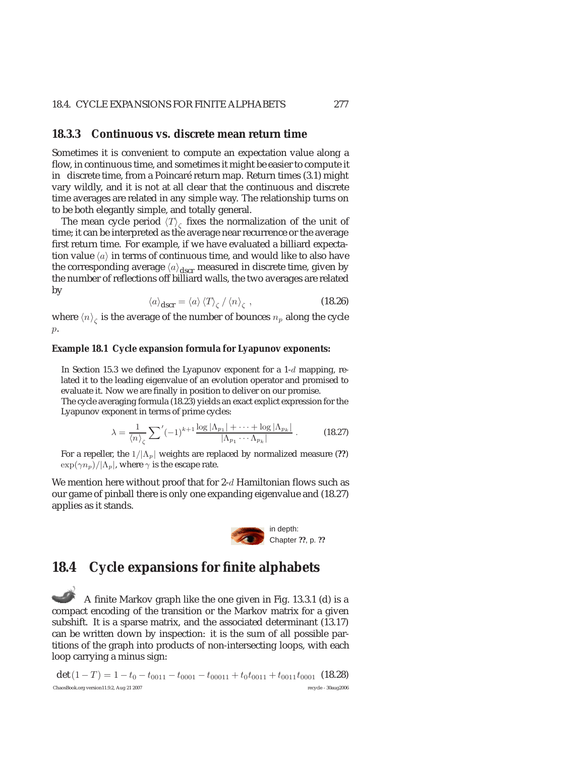### 18.3.3 Continuous vs. discrete mean return time

Sometimes it is convenient to compute an expectation value along a flow, in continuous time, and sometimes it might be easier to compute it in discrete time, from a Poincaré return map. Return times (3.1) might vary wildly, and it is not at all clear that the continuous and discrete time averages are related in any simple way. The relationship turns on to be both elegantly simple, and totally general.

The mean cycle period $\langle T \rangle_\zeta$ fixes the normalization of the unit of time; it can be interpreted as the average near recurrence or the average first return time. For example, if we have evaluated a billiard expectation value $\langle a \rangle$ in terms of continuous time, and would like to also have the corresponding average $\langle a \rangle_{\text{dscr}}$ measured in discrete time, given by the number of reflections off billiard walls, the two averages are related by

$$\langle a \rangle_{\text{dscr}} = \langle a \rangle \langle T \rangle_\zeta \, / \, \langle n \rangle_\zeta \,, \tag{18.26}$$

where $\langle n \rangle_\zeta$ is the average of the number of bounces $n_p$ along the cycle $p$.

**Example 18.1 Cycle expansion formula for Lyapunov exponents:**

In Section 15.3 we defined the Lyapunov exponent for a 1-$d$ mapping, related it to the leading eigenvalue of an evolution operator and promised to evaluate it. Now we are finally in position to deliver on our promise.
The cycle averaging formula (18.23) yields an exact explict expression for the Lyapunov exponent in terms of prime cycles:

$$\lambda = \frac{1}{\langle n \rangle_\zeta} \sum{}' (-1)^{k+1} \frac{\log |\Lambda_{p_1}| + \cdots + \log |\Lambda_{p_k}|}{|\Lambda_{p_1} \cdots \Lambda_{p_k}|} \,. \tag{18.27}$$

For a repeller, the $1/|\Lambda_p|$ weights are replaced by normalized measure (**??**) $\exp(\gamma n_p)/|\Lambda_p|$, where $\gamma$ is the escape rate.

We mention here without proof that for 2-$d$ Hamiltonian flows such as our game of pinball there is only one expanding eigenvalue and (18.27) applies as it stands.

in depth:
Chapter **??**, p. **??**

## 18.4 Cycle expansions for finite alphabets

A finite Markov graph like the one given in Fig. 13.3.1 (d) is a compact encoding of the transition or the Markov matrix for a given subshift. It is a sparse matrix, and the associated determinant (13.17) can be written down by inspection: it is the sum of all possible partitions of the graph into products of non-intersecting loops, with each loop carrying a minus sign:

$$\det(1-T) = 1 - t_0 - t_{0011} - t_{0001} - t_{00011} + t_0 t_{0011} + t_{0011} t_{0001} \tag{18.28}$$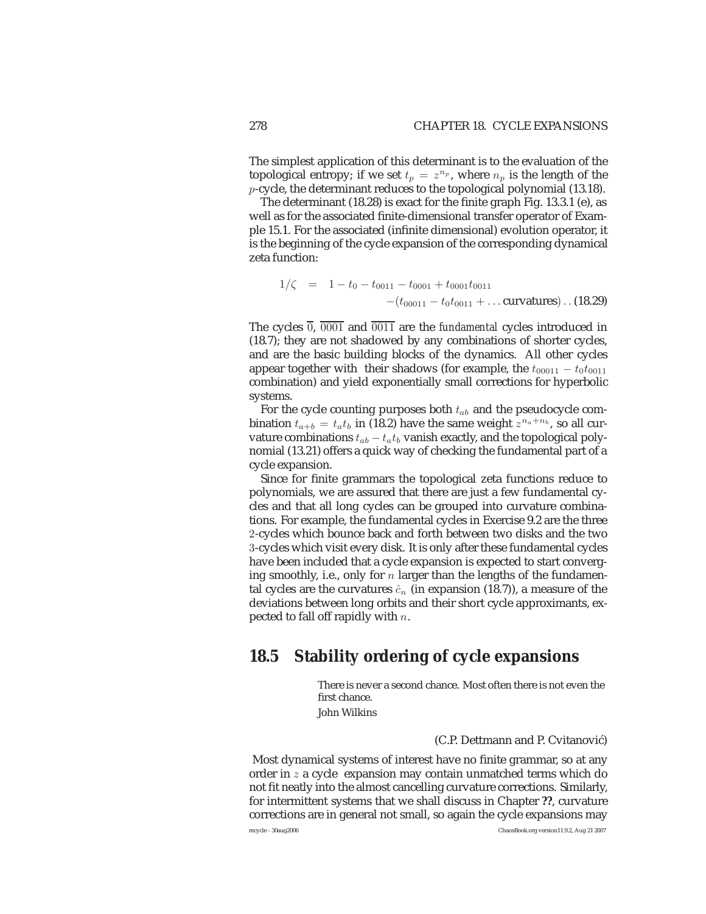The simplest application of this determinant is to the evaluation of the topological entropy; if we set $t_p = z^{n_p}$, where $n_p$ is the length of the $p$-cycle, the determinant reduces to the topological polynomial (13.18).

The determinant (18.28) is exact for the finite graph Fig. 13.3.1 (e), as well as for the associated finite-dimensional transfer operator of Example 15.1. For the associated (infinite dimensional) evolution operator, it is the beginning of the cycle expansion of the corresponding dynamical zeta function:

$$
\begin{aligned}
1/\zeta &= 1 - t_0 - t_{0011} - t_{0001} + t_{0001}t_{0011} \\
&\qquad - (t_{00011} - t_0 t_{0011} + \ldots \text{curvatures}) \ldots (18.29)
\end{aligned}
$$

The cycles $\overline{0}$, $\overline{0001}$ and $\overline{0011}$ are the *fundamental* cycles introduced in (18.7); they are not shadowed by any combinations of shorter cycles, and are the basic building blocks of the dynamics. All other cycles appear together with their shadows (for example, the $t_{00011} - t_0 t_{0011}$ combination) and yield exponentially small corrections for hyperbolic systems.

For the cycle counting purposes both $t_{ab}$ and the pseudocycle combination $t_{a+b} = t_a t_b$ in (18.2) have the same weight $z^{n_a+n_b}$, so all curvature combinations $t_{ab} - t_a t_b$ vanish exactly, and the topological polynomial (13.21) offers a quick way of checking the fundamental part of a cycle expansion.

Since for finite grammars the topological zeta functions reduce to polynomials, we are assured that there are just a few fundamental cycles and that all long cycles can be grouped into curvature combinations. For example, the fundamental cycles in Exercise 9.2 are the three 2-cycles which bounce back and forth between two disks and the two 3-cycles which visit every disk. It is only after these fundamental cycles have been included that a cycle expansion is expected to start converging smoothly, i.e., only for $n$ larger than the lengths of the fundamental cycles are the curvatures $\hat{c}_n$ (in expansion (18.7)), a measure of the deviations between long orbits and their short cycle approximants, expected to fall off rapidly with $n$.

## 18.5 Stability ordering of cycle expansions

> There is never a second chance. Most often there is not even the first chance.
>
> John Wilkins

(C.P. Dettmann and P. Cvitanović)

Most dynamical systems of interest have no finite grammar, so at any order in $z$ a cycle expansion may contain unmatched terms which do not fit neatly into the almost cancelling curvature corrections. Similarly, for intermittent systems that we shall discuss in Chapter **??**, curvature corrections are in general not small, so again the cycle expansions may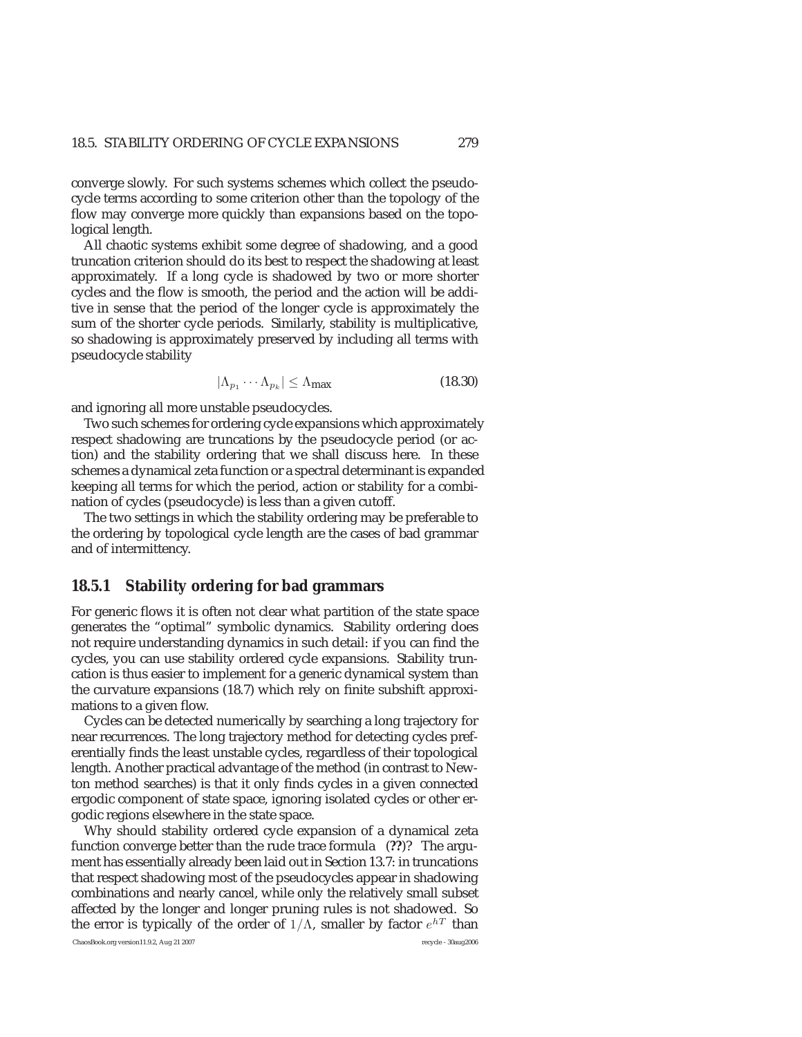converge slowly. For such systems schemes which collect the pseudocycle terms according to some criterion other than the topology of the flow may converge more quickly than expansions based on the topological length.

All chaotic systems exhibit some degree of shadowing, and a good truncation criterion should do its best to respect the shadowing at least approximately. If a long cycle is shadowed by two or more shorter cycles and the flow is smooth, the period and the action will be additive in sense that the period of the longer cycle is approximately the sum of the shorter cycle periods. Similarly, stability is multiplicative, so shadowing is approximately preserved by including all terms with pseudocycle stability

$$|\Lambda_{p_1} \cdots \Lambda_{p_k}| \leq \Lambda_{\max} \tag{18.30}$$

and ignoring all more unstable pseudocycles.

Two such schemes for ordering cycle expansions which approximately respect shadowing are truncations by the pseudocycle period (or action) and the stability ordering that we shall discuss here. In these schemes a dynamical zeta function or a spectral determinant is expanded keeping all terms for which the period, action or stability for a combination of cycles (pseudocycle) is less than a given cutoff.

The two settings in which the stability ordering may be preferable to the ordering by topological cycle length are the cases of bad grammar and of intermittency.

### 18.5.1 Stability ordering for bad grammars

For generic flows it is often not clear what partition of the state space generates the "optimal" symbolic dynamics. Stability ordering does not require understanding dynamics in such detail: if you can find the cycles, you can use stability ordered cycle expansions. Stability truncation is thus easier to implement for a generic dynamical system than the curvature expansions (18.7) which rely on finite subshift approximations to a given flow.

Cycles can be detected numerically by searching a long trajectory for near recurrences. The long trajectory method for detecting cycles preferentially finds the least unstable cycles, regardless of their topological length. Another practical advantage of the method (in contrast to Newton method searches) is that it only finds cycles in a given connected ergodic component of state space, ignoring isolated cycles or other ergodic regions elsewhere in the state space.

Why should stability ordered cycle expansion of a dynamical zeta function converge better than the rude trace formula (**??**)? The argument has essentially already been laid out in Section 13.7: in truncations that respect shadowing most of the pseudocycles appear in shadowing combinations and nearly cancel, while only the relatively small subset affected by the longer and longer pruning rules is not shadowed. So the error is typically of the order of $1/\Lambda$, smaller by factor $e^{hT}$ than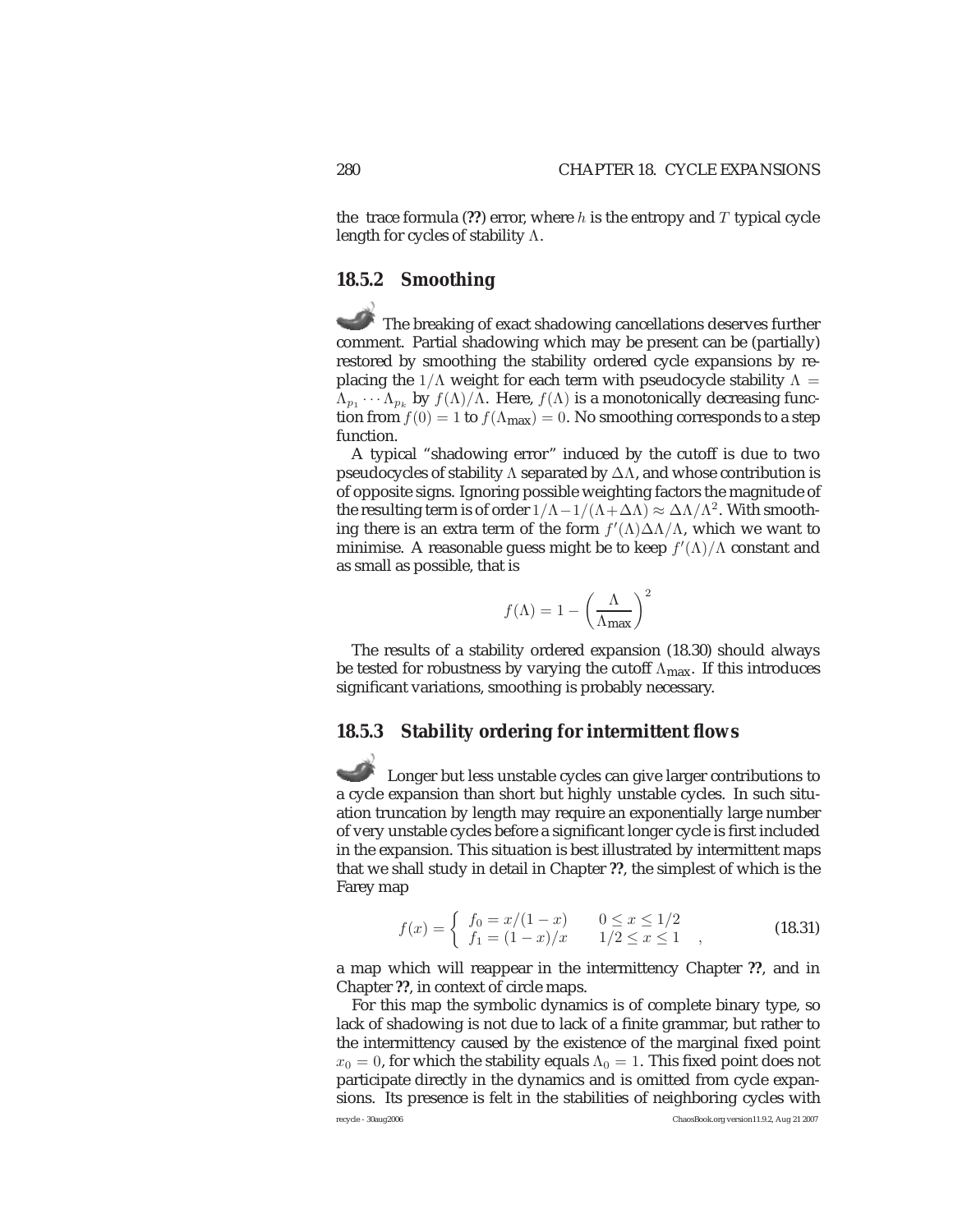the trace formula (**??**) error, where $h$ is the entropy and $T$ typical cycle length for cycles of stability $\Lambda$.

### 18.5.2 Smoothing

The breaking of exact shadowing cancellations deserves further comment. Partial shadowing which may be present can be (partially) restored by smoothing the stability ordered cycle expansions by replacing the $1/\Lambda$ weight for each term with pseudocycle stability $\Lambda = \Lambda_{p_1} \cdots \Lambda_{p_k}$ by $f(\Lambda)/\Lambda$. Here, $f(\Lambda)$ is a monotonically decreasing function from $f(0) = 1$ to $f(\Lambda_{\text{max}}) = 0$. No smoothing corresponds to a step function.

A typical "shadowing error" induced by the cutoff is due to two pseudocycles of stability $\Lambda$ separated by $\Delta\Lambda$, and whose contribution is of opposite signs. Ignoring possible weighting factors the magnitude of the resulting term is of order $1/\Lambda - 1/(\Lambda + \Delta\Lambda) \approx \Delta\Lambda/\Lambda^2$. With smoothing there is an extra term of the form $f'(\Lambda)\Delta\Lambda/\Lambda$, which we want to minimise. A reasonable guess might be to keep $f'(\Lambda)/\Lambda$ constant and as small as possible, that is

$$f(\Lambda) = 1 - \left(\frac{\Lambda}{\Lambda_{\text{max}}}\right)^2$$

The results of a stability ordered expansion (18.30) should always be tested for robustness by varying the cutoff $\Lambda_{\text{max}}$. If this introduces significant variations, smoothing is probably necessary.

### 18.5.3 Stability ordering for intermittent flows

Longer but less unstable cycles can give larger contributions to a cycle expansion than short but highly unstable cycles. In such situation truncation by length may require an exponentially large number of very unstable cycles before a significant longer cycle is first included in the expansion. This situation is best illustrated by intermittent maps that we shall study in detail in Chapter **??**, the simplest of which is the Farey map

$$f(x) = \begin{cases} f_0 = x/(1-x) & 0 \le x \le 1/2 \\ f_1 = (1-x)/x & 1/2 \le x \le 1 \end{cases}, \tag{18.31}$$

a map which will reappear in the intermittency Chapter **??**, and in Chapter **??**, in context of circle maps.

For this map the symbolic dynamics is of complete binary type, so lack of shadowing is not due to lack of a finite grammar, but rather to the intermittency caused by the existence of the marginal fixed point $x_0 = 0$, for which the stability equals $\Lambda_0 = 1$. This fixed point does not participate directly in the dynamics and is omitted from cycle expansions. Its presence is felt in the stabilities of neighboring cycles with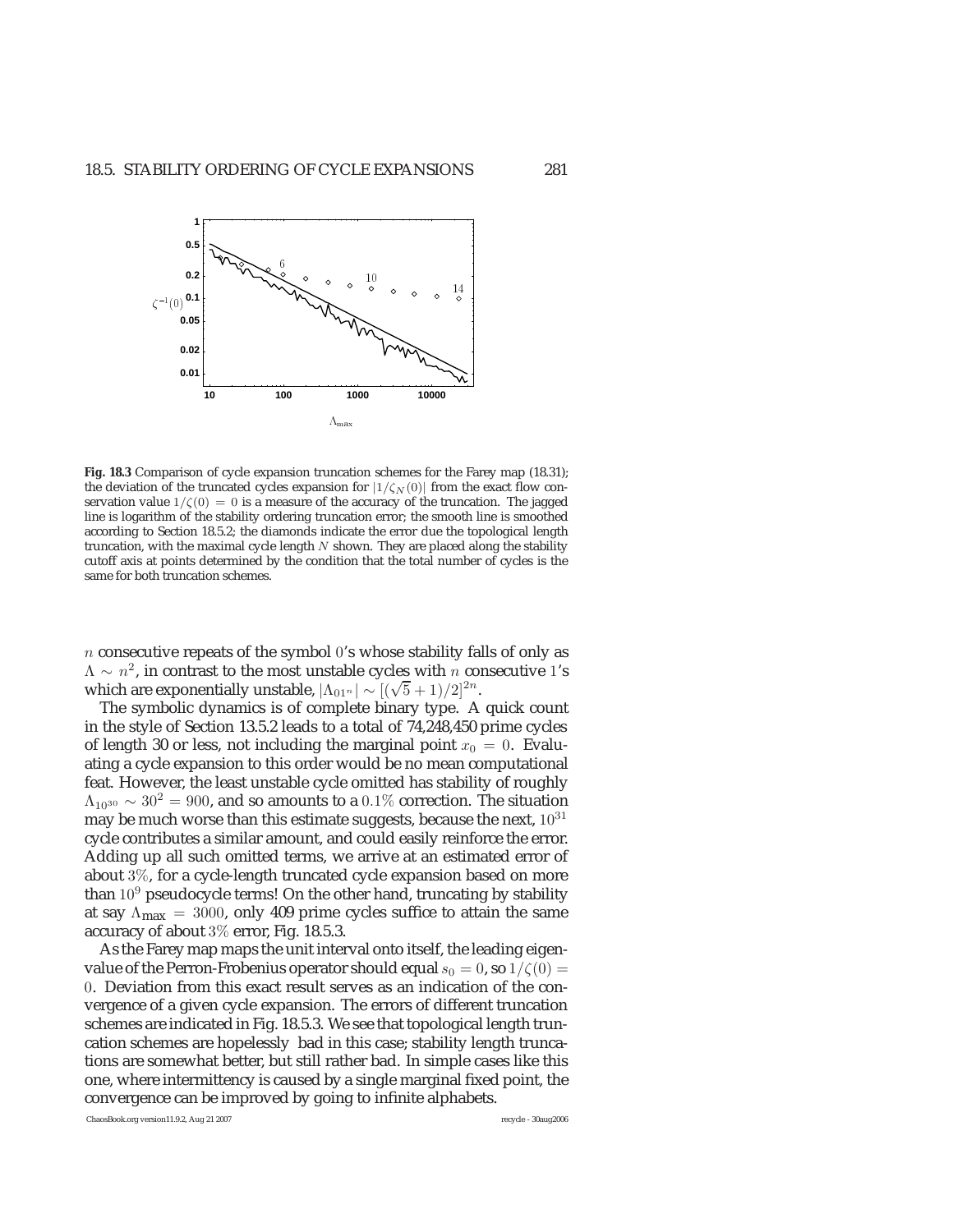**Fig. 18.3** Comparison of cycle expansion truncation schemes for the Farey map (18.31); the deviation of the truncated cycles expansion for $|1/\zeta_N(0)|$ from the exact flow conservation value $1/\zeta(0) = 0$ is a measure of the accuracy of the truncation. The jagged line is logarithm of the stability ordering truncation error; the smooth line is smoothed according to Section 18.5.2; the diamonds indicate the error due the topological length truncation, with the maximal cycle length $N$ shown. They are placed along the stability cutoff axis at points determined by the condition that the total number of cycles is the same for both truncation schemes.

$n$ consecutive repeats of the symbol $0$'s whose stability falls of only as $\Lambda \sim n^2$, in contrast to the most unstable cycles with $n$ consecutive $1$'s which are exponentially unstable, $|\Lambda_{01^n}| \sim [(\sqrt{5}+1)/2]^{2n}$.

The symbolic dynamics is of complete binary type. A quick count in the style of Section 13.5.2 leads to a total of 74,248,450 prime cycles of length 30 or less, not including the marginal point $x_0 = 0$. Evaluating a cycle expansion to this order would be no mean computational feat. However, the least unstable cycle omitted has stability of roughly $\Lambda_{10^{30}} \sim 30^2 = 900$, and so amounts to a $0.1\%$ correction. The situation may be much worse than this estimate suggests, because the next, $10^{31}$ cycle contributes a similar amount, and could easily reinforce the error. Adding up all such omitted terms, we arrive at an estimated error of about $3\%$, for a cycle-length truncated cycle expansion based on more than $10^9$ pseudocycle terms! On the other hand, truncating by stability at say $\Lambda_{\text{max}} = 3000$, only 409 prime cycles suffice to attain the same accuracy of about $3\%$ error, Fig. 18.5.3.

As the Farey map maps the unit interval onto itself, the leading eigenvalue of the Perron-Frobenius operator should equal $s_0 = 0$, so $1/\zeta(0) = 0$. Deviation from this exact result serves as an indication of the convergence of a given cycle expansion. The errors of different truncation schemes are indicated in Fig. 18.5.3. We see that topological length truncation schemes are hopelessly bad in this case; stability length truncations are somewhat better, but still rather bad. In simple cases like this one, where intermittency is caused by a single marginal fixed point, the convergence can be improved by going to infinite alphabets.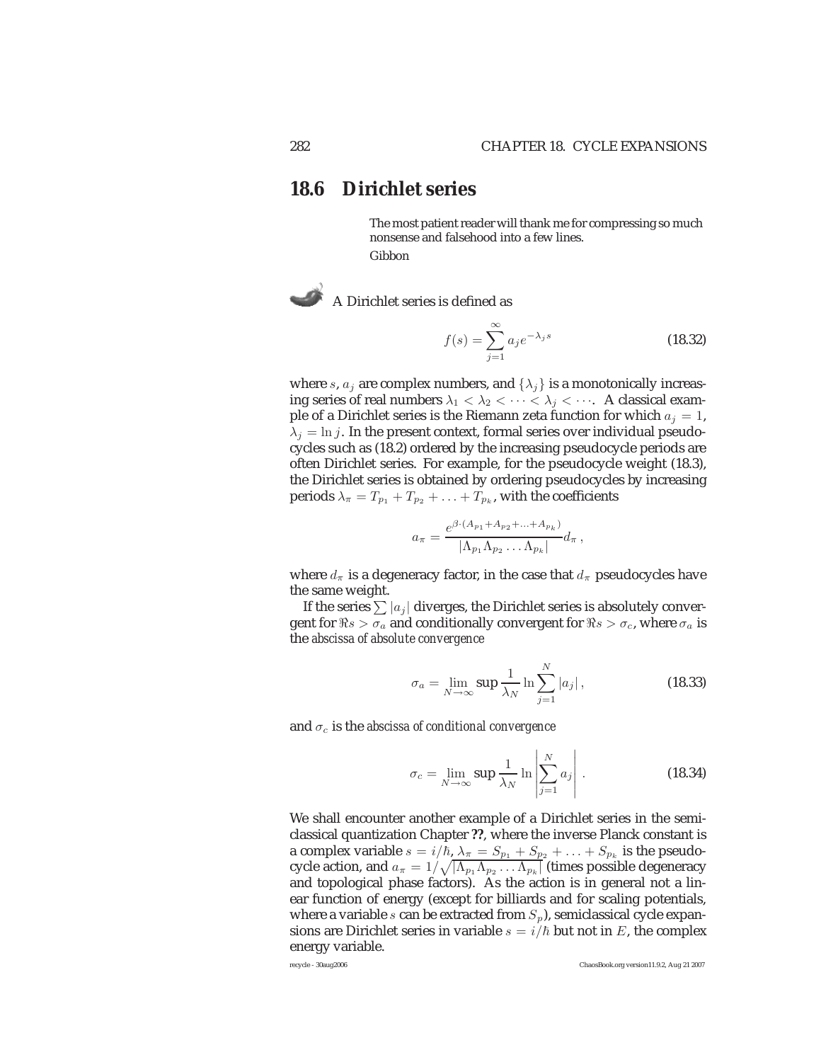## 18.6 Dirichlet series

> The most patient reader will thank me for compressing so much nonsense and falsehood into a few lines.
>
> Gibbon

A Dirichlet series is defined as

$$f(s) = \sum_{j=1}^{\infty} a_j e^{-\lambda_j s} \tag{18.32}$$

where $s$, $a_j$ are complex numbers, and $\{\lambda_j\}$ is a monotonically increasing series of real numbers $\lambda_1 < \lambda_2 < \cdots < \lambda_j < \cdots$. A classical example of a Dirichlet series is the Riemann zeta function for which $a_j = 1$, $\lambda_j = \ln j$. In the present context, formal series over individual pseudocycles such as (18.2) ordered by the increasing pseudocycle periods are often Dirichlet series. For example, for the pseudocycle weight (18.3), the Dirichlet series is obtained by ordering pseudocycles by increasing periods $\lambda_\pi = T_{p_1} + T_{p_2} + \ldots + T_{p_k}$, with the coefficients

$$a_\pi = \frac{e^{\beta \cdot (A_{p_1} + A_{p_2} + \ldots + A_{p_k})}}{|\Lambda_{p_1} \Lambda_{p_2} \ldots \Lambda_{p_k}|} d_\pi \,,$$

where $d_\pi$ is a degeneracy factor, in the case that $d_\pi$ pseudocycles have the same weight.

If the series $\sum |a_j|$ diverges, the Dirichlet series is absolutely convergent for $\Re s > \sigma_a$ and conditionally convergent for $\Re s > \sigma_c$, where $\sigma_a$ is the *abscissa of absolute convergence*

$$\sigma_a = \lim_{N \to \infty} \sup \frac{1}{\lambda_N} \ln \sum_{j=1}^{N} |a_j| \,, \tag{18.33}$$

and $\sigma_c$ is the *abscissa of conditional convergence*

$$\sigma_c = \lim_{N \to \infty} \sup \frac{1}{\lambda_N} \ln \left| \sum_{j=1}^{N} a_j \right| \,. \tag{18.34}$$

We shall encounter another example of a Dirichlet series in the semiclassical quantization Chapter **??**, where the inverse Planck constant is a complex variable $s = i/\hbar$, $\lambda_\pi = S_{p_1} + S_{p_2} + \ldots + S_{p_k}$ is the pseudocycle action, and $a_\pi = 1/\sqrt{|\Lambda_{p_1} \Lambda_{p_2} \ldots \Lambda_{p_k}|}$ (times possible degeneracy and topological phase factors). As the action is in general not a linear function of energy (except for billiards and for scaling potentials, where a variable $s$ can be extracted from $S_p$), semiclassical cycle expansions are Dirichlet series in variable $s = i/\hbar$ but not in $E$, the complex energy variable.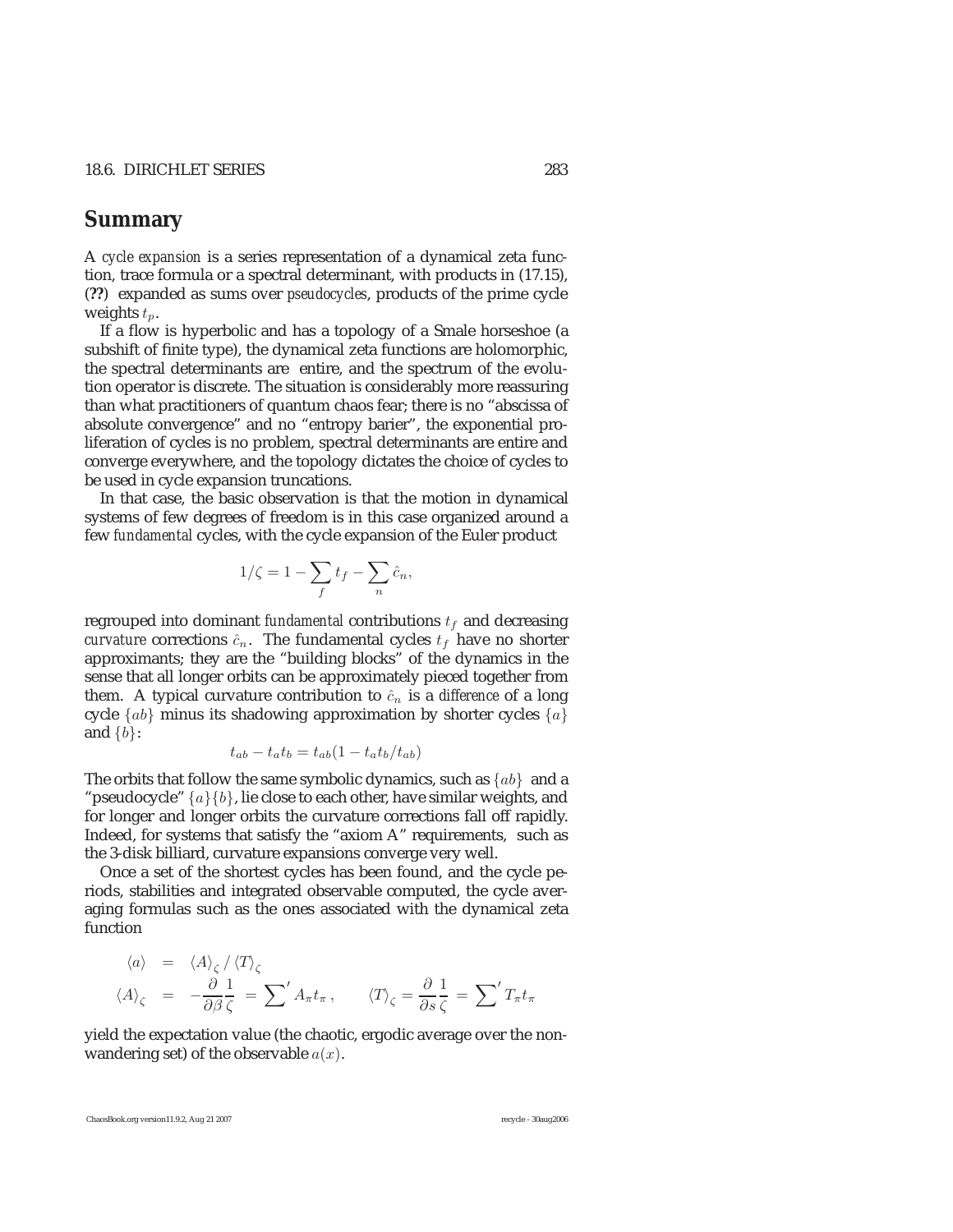## Summary

A *cycle expansion* is a series representation of a dynamical zeta function, trace formula or a spectral determinant, with products in (17.15), (**??**) expanded as sums over *pseudocycles*, products of the prime cycle weights $t_p$.

If a flow is hyperbolic and has a topology of a Smale horseshoe (a subshift of finite type), the dynamical zeta functions are holomorphic, the spectral determinants are entire, and the spectrum of the evolution operator is discrete. The situation is considerably more reassuring than what practitioners of quantum chaos fear; there is no "abscissa of absolute convergence" and no "entropy barier", the exponential proliferation of cycles is no problem, spectral determinants are entire and converge everywhere, and the topology dictates the choice of cycles to be used in cycle expansion truncations.

In that case, the basic observation is that the motion in dynamical systems of few degrees of freedom is in this case organized around a few *fundamental* cycles, with the cycle expansion of the Euler product

$$1/\zeta = 1 - \sum_f t_f - \sum_n \hat{c}_n ,$$

regrouped into dominant *fundamental* contributions $t_f$ and decreasing *curvature* corrections $\hat{c}_n$. The fundamental cycles $t_f$ have no shorter approximants; they are the "building blocks" of the dynamics in the sense that all longer orbits can be approximately pieced together from them. A typical curvature contribution to $\hat{c}_n$ is a *difference* of a long cycle $\{ab\}$ minus its shadowing approximation by shorter cycles $\{a\}$ and $\{b\}$:

$$t_{ab} - t_a t_b = t_{ab}(1 - t_a t_b / t_{ab})$$

The orbits that follow the same symbolic dynamics, such as $\{ab\}$ and a "pseudocycle" $\{a\}\{b\}$, lie close to each other, have similar weights, and for longer and longer orbits the curvature corrections fall off rapidly. Indeed, for systems that satisfy the "axiom A" requirements, such as the 3-disk billiard, curvature expansions converge very well.

Once a set of the shortest cycles has been found, and the cycle periods, stabilities and integrated observable computed, the cycle averaging formulas such as the ones associated with the dynamical zeta function

$$\begin{aligned}
\langle a \rangle &= \langle A \rangle_\zeta \, / \, \langle T \rangle_\zeta \\
\langle A \rangle_\zeta &= -\frac{\partial}{\partial \beta} \frac{1}{\zeta} = {\sum}' A_\pi t_\pi \, , \qquad \langle T \rangle_\zeta = \frac{\partial}{\partial s} \frac{1}{\zeta} = {\sum}' T_\pi t_\pi
\end{aligned}$$

yield the expectation value (the chaotic, ergodic average over the non-wandering set) of the observable $a(x)$.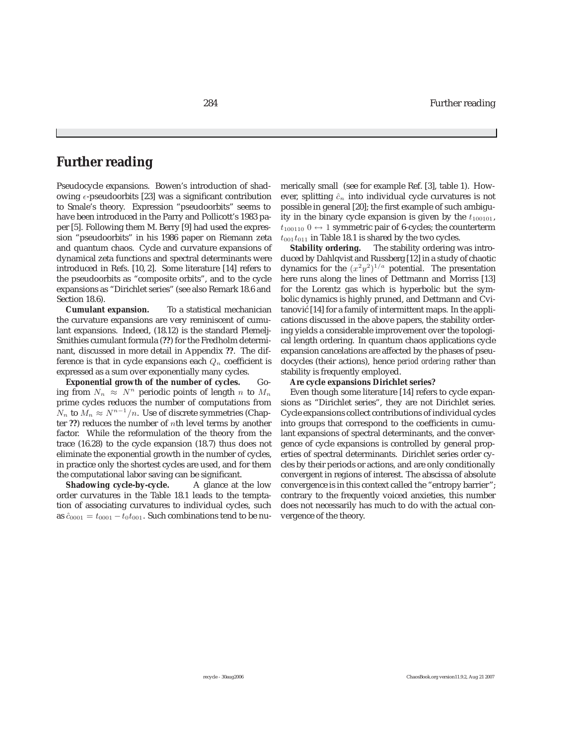# Further reading

Pseudocycle expansions. Bowen's introduction of shadowing $\epsilon$-pseudoorbits [23] was a significant contribution to Smale's theory. Expression "pseudoorbits" seems to have been introduced in the Parry and Pollicott's 1983 paper [5]. Following them M. Berry [9] had used the expression "pseudoorbits" in his 1986 paper on Riemann zeta and quantum chaos. Cycle and curvature expansions of dynamical zeta functions and spectral determinants were introduced in Refs. [10, 2]. Some literature [14] refers to the pseudoorbits as "composite orbits", and to the cycle expansions as "Dirichlet series" (see also Remark 18.6 and Section 18.6).

**Cumulant expansion.** To a statistical mechanician the curvature expansions are very reminiscent of cumulant expansions. Indeed, (18.12) is the standard Plemelj-Smithies cumulant formula (**??**) for the Fredholm determinant, discussed in more detail in Appendix **??**. The difference is that in cycle expansions each $Q_n$ coefficient is expressed as a sum over exponentially many cycles.

**Exponential growth of the number of cycles.** Going from $N_n \approx N^n$ periodic points of length $n$ to $M_n$ prime cycles reduces the number of computations from $N_n$ to $M_n \approx N^{n-1}/n$. Use of discrete symmetries (Chapter **??**) reduces the number of $n$th level terms by another factor. While the reformulation of the theory from the trace (16.28) to the cycle expansion (18.7) thus does not eliminate the exponential growth in the number of cycles, in practice only the shortest cycles are used, and for them the computational labor saving can be significant.

**Shadowing cycle-by-cycle.** A glance at the low order curvatures in the Table 18.1 leads to the temptation of associating curvatures to individual cycles, such as $\hat{c}_{0001} = t_{0001} - t_0 t_{001}$. Such combinations tend to be numerically small (see for example Ref. [3], table 1). However, splitting $\hat{c}_n$ into individual cycle curvatures is not possible in general [20]; the first example of such ambiguity in the binary cycle expansion is given by the $t_{100101}$, $t_{100110}$ $0 \leftrightarrow 1$ symmetric pair of 6-cycles; the counterterm $t_{001}t_{011}$ in Table 18.1 is shared by the two cycles.

**Stability ordering.** The stability ordering was introduced by Dahlqvist and Russberg [12] in a study of chaotic dynamics for the $(x^2y^2)^{1/a}$ potential. The presentation here runs along the lines of Dettmann and Morriss [13] for the Lorentz gas which is hyperbolic but the symbolic dynamics is highly pruned, and Dettmann and Cvitanović [14] for a family of intermittent maps. In the applications discussed in the above papers, the stability ordering yields a considerable improvement over the topological length ordering. In quantum chaos applications cycle expansion cancelations are affected by the phases of pseudocycles (their actions), hence *period ordering* rather than stability is frequently employed.

**Are cycle expansions Dirichlet series?**

Even though some literature [14] refers to cycle expansions as "Dirichlet series", they are not Dirichlet series. Cycle expansions collect contributions of individual cycles into groups that correspond to the coefficients in cumulant expansions of spectral determinants, and the convergence of cycle expansions is controlled by general properties of spectral determinants. Dirichlet series order cycles by their periods or actions, and are only conditionally convergent in regions of interest. The abscissa of absolute convergence is in this context called the "entropy barrier"; contrary to the frequently voiced anxieties, this number does not necessarily has much to do with the actual convergence of the theory.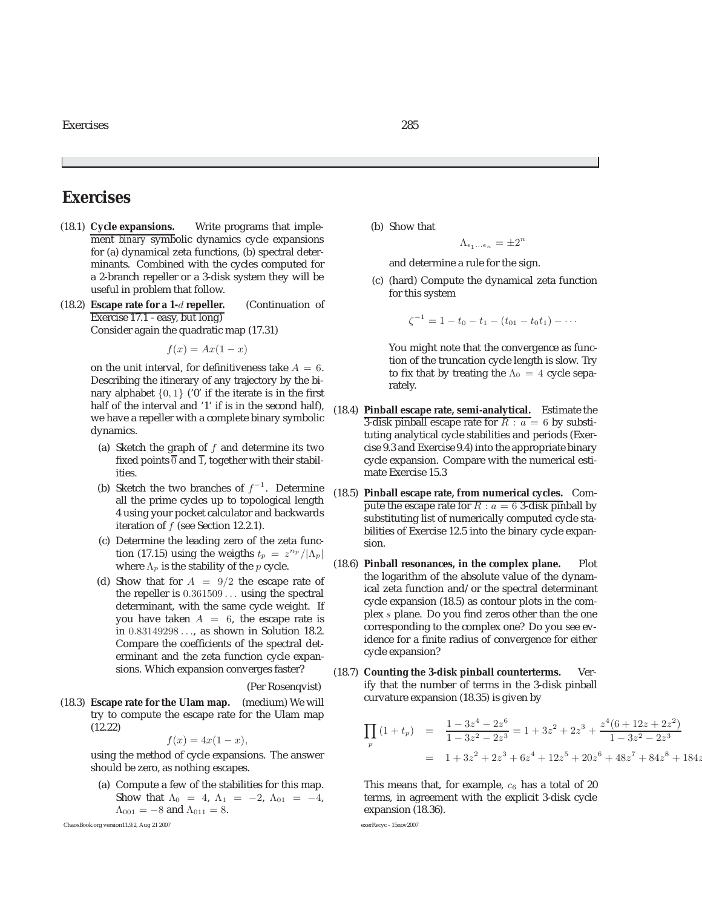# Exercises

(18.1) **Cycle expansions.** Write programs that implement *binary* symbolic dynamics cycle expansions for (a) dynamical zeta functions, (b) spectral determinants. Combined with the cycles computed for a 2-branch repeller or a 3-disk system they will be useful in problem that follow.

(18.2) **Escape rate for a 1-$d$ repeller.** (Continuation of Exercise 17.1 - easy, but long)
Consider again the quadratic map (17.31)

$$f(x) = Ax(1-x)$$

on the unit interval, for definitiveness take $A = 6$. Describing the itinerary of any trajectory by the binary alphabet $\{0, 1\}$ ('0' if the iterate is in the first half of the interval and '1' if is in the second half), we have a repeller with a complete binary symbolic dynamics.

(a) Sketch the graph of $f$ and determine its two fixed points $\overline{0}$ and $\overline{1}$, together with their stabilities.

(b) Sketch the two branches of $f^{-1}$. Determine all the prime cycles up to topological length 4 using your pocket calculator and backwards iteration of $f$ (see Section 12.2.1).

(c) Determine the leading zero of the zeta function (17.15) using the weigths $t_p = z^{n_p}/|\Lambda_p|$ where $\Lambda_p$ is the stability of the $p$ cycle.

(d) Show that for $A = 9/2$ the escape rate of the repeller is $0.361509\ldots$ using the spectral determinant, with the same cycle weight. If you have taken $A = 6$, the escape rate is in $0.83149298\ldots$, as shown in Solution 18.2. Compare the coefficients of the spectral determinant and the zeta function cycle expansions. Which expansion converges faster?

(Per Rosenqvist)

(18.3) **Escape rate for the Ulam map.** (medium) We will try to compute the escape rate for the Ulam map (12.22)

$$f(x) = 4x(1-x),$$

using the method of cycle expansions. The answer should be zero, as nothing escapes.

(a) Compute a few of the stabilities for this map. Show that $\Lambda_0 = 4$, $\Lambda_1 = -2$, $\Lambda_{01} = -4$, $\Lambda_{001} = -8$ and $\Lambda_{011} = 8$.

(b) Show that

$$\Lambda_{\epsilon_1 \ldots \epsilon_n} = \pm 2^n$$

and determine a rule for the sign.

(c) (hard) Compute the dynamical zeta function for this system

$$\zeta^{-1} = 1 - t_0 - t_1 - (t_{01} - t_0 t_1) - \cdots$$

You might note that the convergence as function of the truncation cycle length is slow. Try to fix that by treating the $\Lambda_0 = 4$ cycle separately.

(18.4) **Pinball escape rate, semi-analytical.** Estimate the 3-disk pinball escape rate for $R : a = 6$ by substituting analytical cycle stabilities and periods (Exercise 9.3 and Exercise 9.4) into the appropriate binary cycle expansion. Compare with the numerical estimate Exercise 15.3

(18.5) **Pinball escape rate, from numerical cycles.** Compute the escape rate for $R : a = 6$ 3-disk pinball by substituting list of numerically computed cycle stabilities of Exercise 12.5 into the binary cycle expansion.

(18.6) **Pinball resonances, in the complex plane.** Plot the logarithm of the absolute value of the dynamical zeta function and/or the spectral determinant cycle expansion (18.5) as contour plots in the complex $s$ plane. Do you find zeros other than the one corresponding to the complex one? Do you see evidence for a finite radius of convergence for either cycle expansion?

(18.7) **Counting the 3-disk pinball counterterms.** Verify that the number of terms in the 3-disk pinball curvature expansion (18.35) is given by

$$\begin{aligned}
\prod_p (1 + t_p) &= \frac{1 - 3z^4 - 2z^6}{1 - 3z^2 - 2z^3} = 1 + 3z^2 + 2z^3 + \frac{z^4(6 + 12z + 2z^2)}{1 - 3z^2 - 2z^3} \\
&= 1 + 3z^2 + 2z^3 + 6z^4 + 12z^5 + 20z^6 + 48z^7 + 84z^8 + 184z
\end{aligned}$$

This means that, for example, $c_6$ has a total of 20 terms, in agreement with the explicit 3-disk cycle expansion (18.36).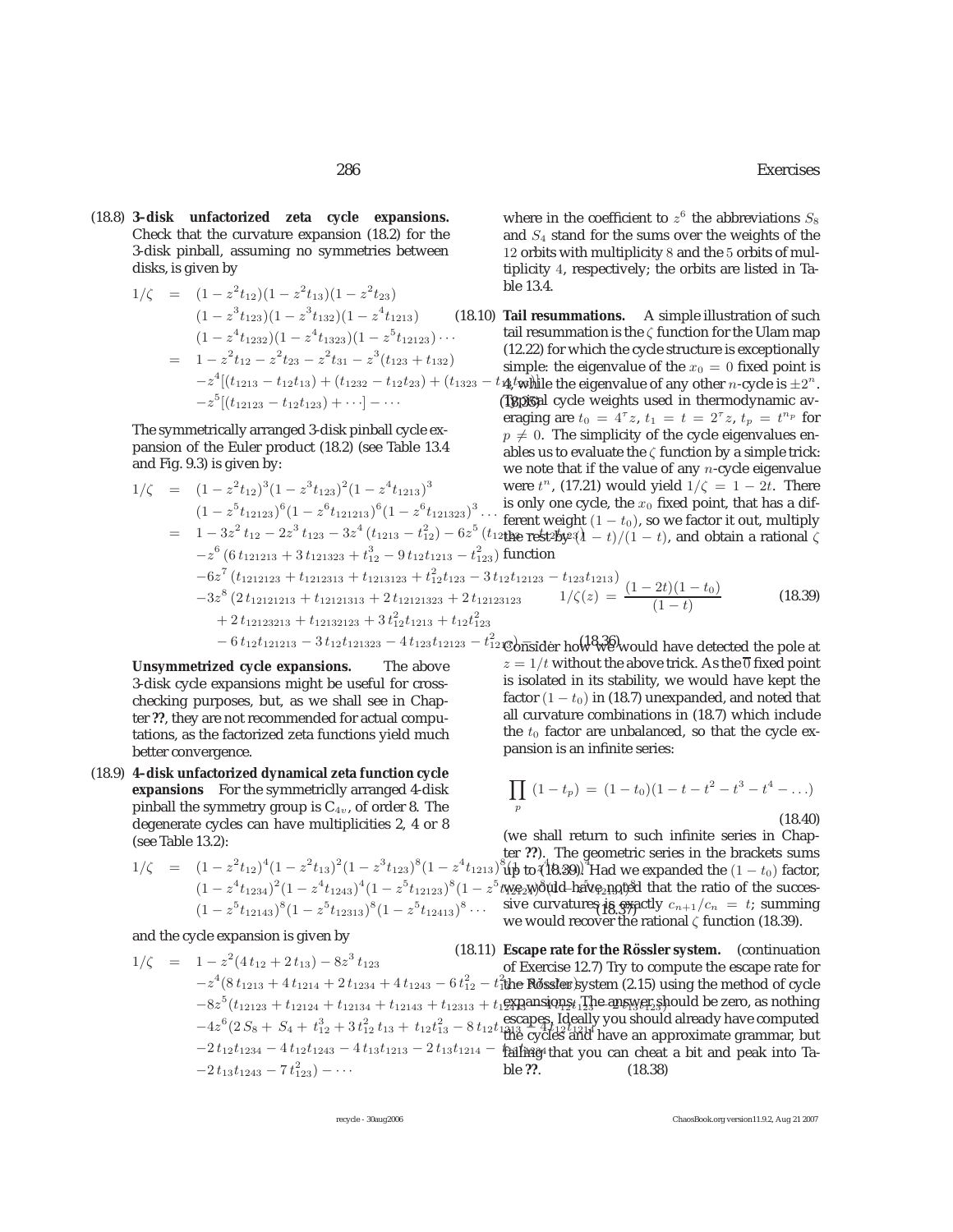(18.8) **3–disk unfactorized zeta cycle expansions.** Check that the curvature expansion (18.2) for the 3-disk pinball, assuming no symmetries between disks, is given by

$$
\begin{aligned}
1/\zeta &= (1 - z^2 t_{12})(1 - z^2 t_{13})(1 - z^2 t_{23}) \\
&\quad (1 - z^3 t_{123})(1 - z^3 t_{132})(1 - z^4 t_{1213}) \\
&\quad (1 - z^4 t_{1232})(1 - z^4 t_{1323})(1 - z^5 t_{12123}) \cdots \\
&= 1 - z^2 t_{12} - z^2 t_{23} - z^2 t_{31} - z^3 (t_{123} + t_{132}) \\
&\quad - z^4 [(t_{1213} - t_{12} t_{13}) + (t_{1232} - t_{12} t_{23}) + (t_{1323} - t_{13} t_{23})] \\
&\quad - z^5 [(t_{12123} - t_{12} t_{123}) + \cdots] - \cdots
\end{aligned}
\tag{18.35}
$$

The symmetrically arranged 3-disk pinball cycle expansion of the Euler product (18.2) (see Table 13.4 and Fig. 9.3) is given by:

$$
\begin{aligned}
1/\zeta &= (1 - z^2 t_{12})^3 (1 - z^3 t_{123})^2 (1 - z^4 t_{1213})^3 \\
&\quad (1 - z^5 t_{12123})^6 (1 - z^6 t_{121213})^6 (1 - z^6 t_{121323})^3 \cdots \\
&= 1 - 3z^2 t_{12} - 2z^3 t_{123} - 3z^4 (t_{1213} - t_{12}^2) - 6z^5 (t_{12123} - t_{12} t_{123}) \\
&\quad - z^6 (6\, t_{121213} + 3\, t_{121323} + t_{12}^3 - 9\, t_{12} t_{1213} - t_{123}^2) \\
&\quad - 6z^7 (t_{1212123} + t_{1212313} + t_{1213123} + t_{12}^2 t_{123} - 3\, t_{12} t_{12123} - t_{123} t_{1213}) \\
&\quad - 3z^8 (2\, t_{12121213} + t_{12121313} + 2\, t_{12121323} + 2\, t_{12123123} \\
&\qquad + 2\, t_{12123213} + t_{12132123} + 3\, t_{12}^2 t_{1213} + t_{12} t_{123}^2 \\
&\qquad - 6\, t_{12} t_{121213} - 3\, t_{12} t_{121323} - 4\, t_{123} t_{12123} - t_{1213}^2) - \cdots
\end{aligned}
\tag{18.36}
$$

**Unsymmetrized cycle expansions.** The above 3-disk cycle expansions might be useful for cross-checking purposes, but, as we shall see in Chapter **??**, they are not recommended for actual computations, as the factorized zeta functions yield much better convergence.

(18.9) **4–disk unfactorized dynamical zeta function cycle expansions** For the symmetricly arranged 4-disk pinball the symmetry group is $C_{4v}$, of order 8. The degenerate cycles can have multiplicities 2, 4 or 8 (see Table 13.2):

$$
\begin{aligned}
1/\zeta &= (1 - z^2 t_{12})^4 (1 - z^2 t_{13})^2 (1 - z^3 t_{123})^8 (1 - z^4 t_{1213})^8 (1 - z^4 t_{1214})^4 \\
&\quad (1 - z^4 t_{1234})^2 (1 - z^4 t_{1243})^4 (1 - z^5 t_{12123})^8 (1 - z^5 t_{12124})^8 (1 - z^5 t_{12134})^8 \\
&\quad (1 - z^5 t_{12143})^8 (1 - z^5 t_{12313})^8 (1 - z^5 t_{12413})^8 \cdots
\end{aligned}
\tag{18.37}
$$

and the cycle expansion is given by

$$
\begin{aligned}
1/\zeta &= 1 - z^2 (4\, t_{12} + 2\, t_{13}) - 8z^3 t_{123} \\
&\quad - z^4 (8\, t_{1213} + 4\, t_{1214} + 2\, t_{1234} + 4\, t_{1243} - 6\, t_{12}^2 - t_{13}^2 - 8\, t_{12} t_{13}) \\
&\quad - 8z^5 (t_{12123} + t_{12124} + t_{12134} + t_{12143} + t_{12313} + t_{12413} - 4\, t_{12} t_{123} - 2\, t_{13} t_{123}) \\
&\quad - 4z^6 (2\, S_8 + S_4 + t_{12}^3 + 3\, t_{12}^2 t_{13} + t_{12} t_{13}^2 - 8\, t_{12} t_{1213} - 4\, t_{12} t_{1214} \\
&\quad - 2\, t_{12} t_{1234} - 4\, t_{12} t_{1243} - 4\, t_{13} t_{1213} - 2\, t_{13} t_{1214} - t_{13} t_{1234} \\
&\quad - 2\, t_{13} t_{1243} - 7\, t_{123}^2) - \cdots
\end{aligned}
\tag{18.38}
$$

where in the coefficient to $z^6$ the abbreviations $S_8$ and $S_4$ stand for the sums over the weights of the 12 orbits with multiplicity 8 and the 5 orbits of multiplicity 4, respectively; the orbits are listed in Table 13.4.

(18.10) **Tail resummations.** A simple illustration of such tail resummation is the $\zeta$ function for the Ulam map (12.22) for which the cycle structure is exceptionally simple: the eigenvalue of the $x_0 = 0$ fixed point is 4, while the eigenvalue of any other $n$-cycle is $\pm 2^n$. Typical cycle weights used in thermodynamic averaging are $t_0 = 4^\tau z$, $t_1 = t = 2^\tau z$, $t_p = t^{n_p}$ for $p \neq 0$. The simplicity of the cycle eigenvalues enables us to evaluate the $\zeta$ function by a simple trick: we note that if the value of any $n$-cycle eigenvalue were $t^n$, (17.21) would yield $1/\zeta = 1 - 2t$. There is only one cycle, the $x_0$ fixed point, that has a different weight $(1 - t_0)$, so we factor it out, multiply the rest by $(1 - t)/(1 - t)$, and obtain a rational $\zeta$ function

$$
1/\zeta(z) = \frac{(1 - 2t)(1 - t_0)}{(1 - t)}
\tag{18.39}
$$

Consider how we would have detected the pole at $z = 1/t$ without the above trick. As the $\overline{0}$ fixed point is isolated in its stability, we would have kept the factor $(1 - t_0)$ in (18.7) unexpanded, and noted that all curvature combinations in (18.7) which include the $t_0$ factor are unbalanced, so that the cycle expansion is an infinite series:

$$
\prod_p (1 - t_p) = (1 - t_0)(1 - t - t^2 - t^3 - t^4 - \ldots)
\tag{18.40}
$$

(we shall return to such infinite series in Chapter **??**). The geometric series in the brackets sums up to (18.39). Had we expanded the $(1 - t_0)$ factor, we would have noted that the ratio of the successive curvatures is exactly $c_{n+1}/c_n = t$; summing we would recover the rational $\zeta$ function (18.39).

(18.11) **Escape rate for the Rössler system.** (continuation of Exercise 12.7) Try to compute the escape rate for the Rössler system (2.15) using the method of cycle expansions. The answer should be zero, as nothing escapes. Ideally you should already have computed the cycles and have an approximate grammar, but failing that you can cheat a bit and peak into Table **??**.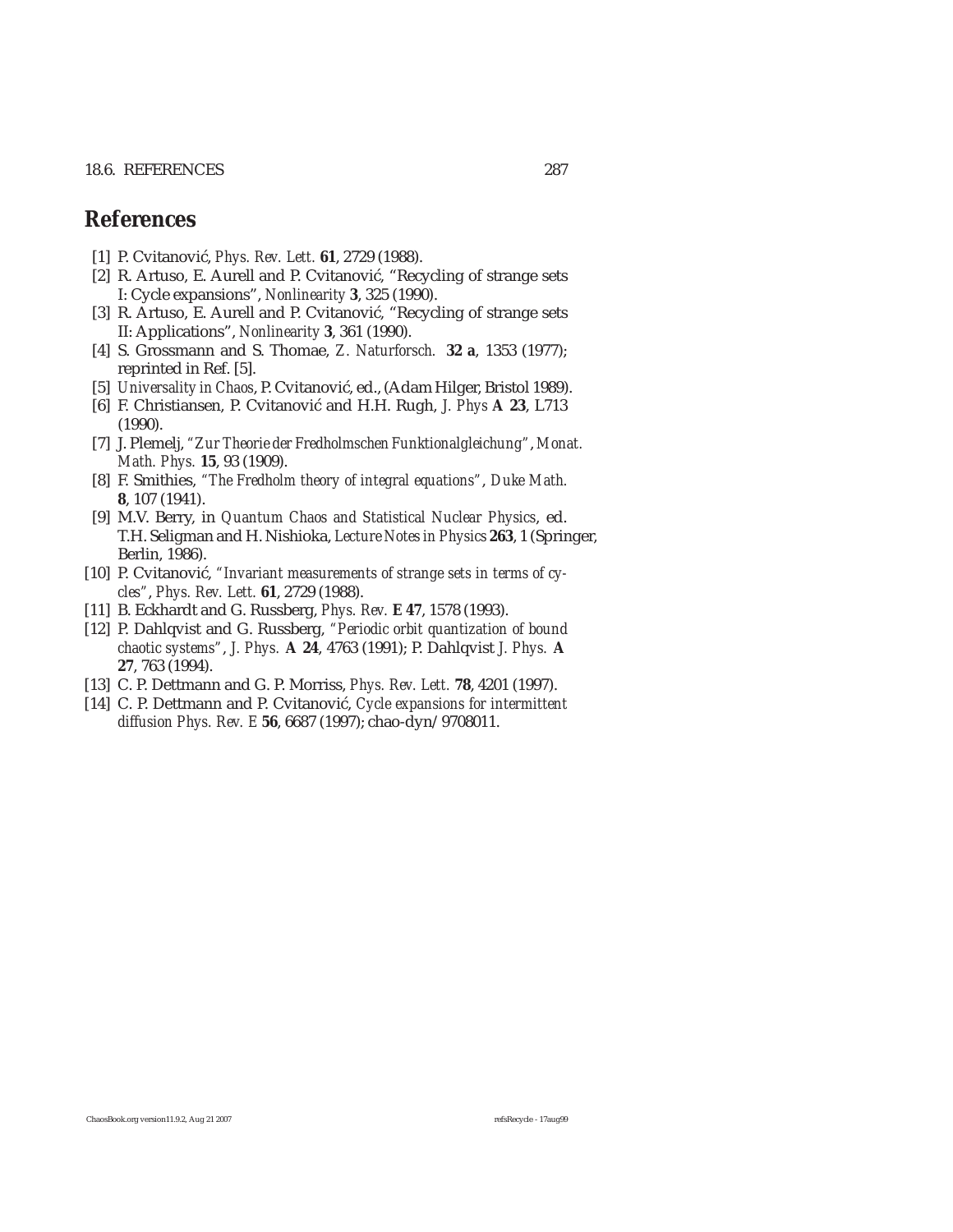# References

[1] P. Cvitanović, *Phys. Rev. Lett.* **61**, 2729 (1988).

[2] R. Artuso, E. Aurell and P. Cvitanović, "Recycling of strange sets I: Cycle expansions", *Nonlinearity* **3**, 325 (1990).

[3] R. Artuso, E. Aurell and P. Cvitanović, "Recycling of strange sets II: Applications", *Nonlinearity* **3**, 361 (1990).

[4] S. Grossmann and S. Thomae, *Z. Naturforsch.* **32 a**, 1353 (1977); reprinted in Ref. [5].

[5] *Universality in Chaos*, P. Cvitanović, ed., (Adam Hilger, Bristol 1989).

[6] F. Christiansen, P. Cvitanović and H.H. Rugh, *J. Phys* **A 23**, L713 (1990).

[7] J. Plemelj, *"Zur Theorie der Fredholmschen Funktionalgleichung"*, *Monat. Math. Phys.* **15**, 93 (1909).

[8] F. Smithies, *"The Fredholm theory of integral equations"*, *Duke Math.* **8**, 107 (1941).

[9] M.V. Berry, in *Quantum Chaos and Statistical Nuclear Physics*, ed. T.H. Seligman and H. Nishioka, *Lecture Notes in Physics* **263**, 1 (Springer, Berlin, 1986).

[10] P. Cvitanović, *"Invariant measurements of strange sets in terms of cycles"*, *Phys. Rev. Lett.* **61**, 2729 (1988).

[11] B. Eckhardt and G. Russberg, *Phys. Rev.* **E 47**, 1578 (1993).

[12] P. Dahlqvist and G. Russberg, *"Periodic orbit quantization of bound chaotic systems"*, *J. Phys.* **A 24**, 4763 (1991); P. Dahlqvist *J. Phys.* **A 27**, 763 (1994).

[13] C. P. Dettmann and G. P. Morriss, *Phys. Rev. Lett.* **78**, 4201 (1997).

[14] C. P. Dettmann and P. Cvitanović, *Cycle expansions for intermittent diffusion Phys. Rev. E* **56**, 6687 (1997); chao-dyn/9708011.